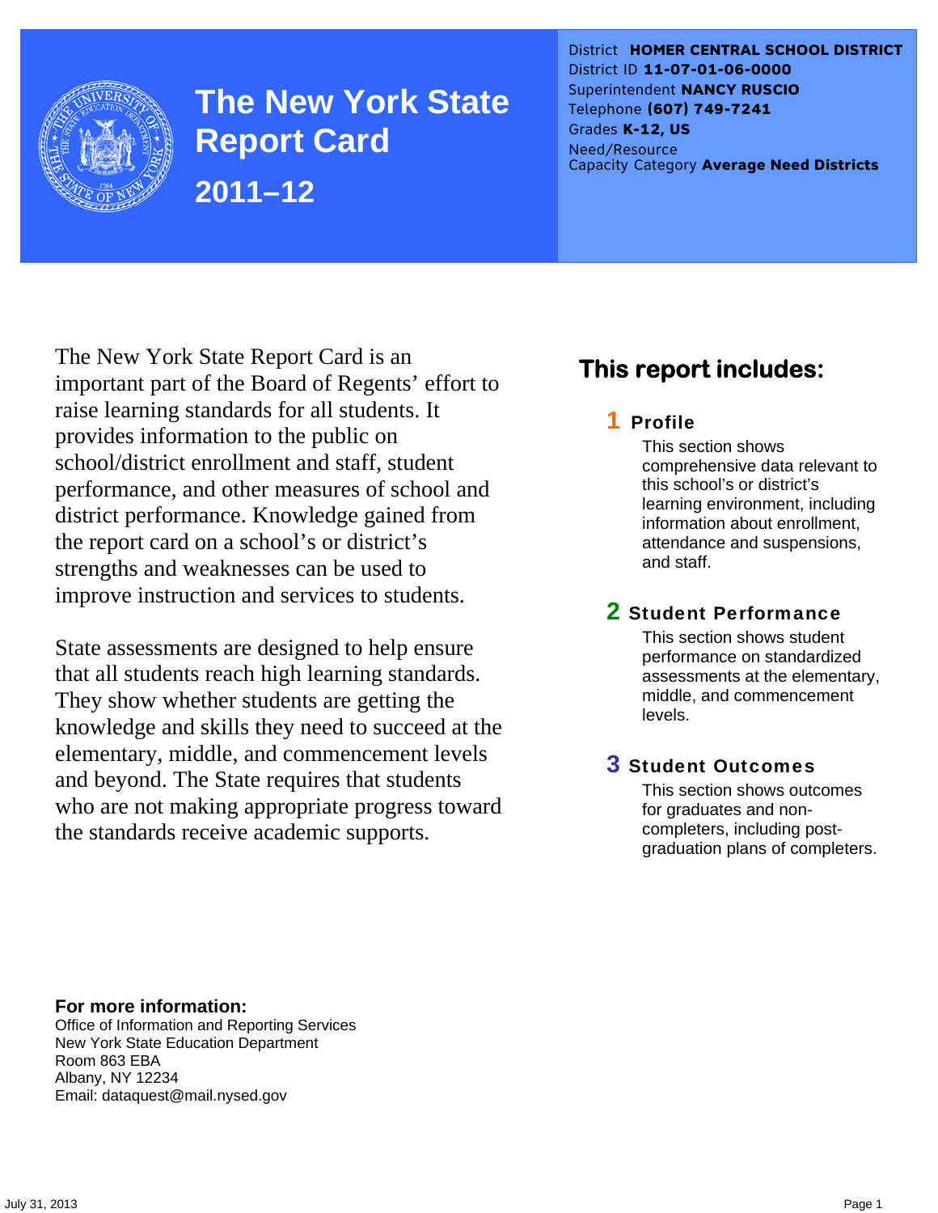# The New York State Report Card

## 2011–12

District **HOMER CENTRAL SCHOOL DISTRICT**
District ID **11-07-01-06-0000**
Superintendent **NANCY RUSCIO**
Telephone **(607) 749-7241**
Grades **K-12, US**
Need/Resource Capacity Category **Average Need Districts**

The New York State Report Card is an important part of the Board of Regents' effort to raise learning standards for all students. It provides information to the public on school/district enrollment and staff, student performance, and other measures of school and district performance. Knowledge gained from the report card on a school's or district's strengths and weaknesses can be used to improve instruction and services to students.

State assessments are designed to help ensure that all students reach high learning standards. They show whether students are getting the knowledge and skills they need to succeed at the elementary, middle, and commencement levels and beyond. The State requires that students who are not making appropriate progress toward the standards receive academic supports.

## This report includes:

**1 Profile**

This section shows comprehensive data relevant to this school's or district's learning environment, including information about enrollment, attendance and suspensions, and staff.

**2 Student Performance**

This section shows student performance on standardized assessments at the elementary, middle, and commencement levels.

**3 Student Outcomes**

This section shows outcomes for graduates and non-completers, including post-graduation plans of completers.

**For more information:**

Office of Information and Reporting Services
New York State Education Department
Room 863 EBA
Albany, NY 12234
Email: dataquest@mail.nysed.gov

July 31, 2013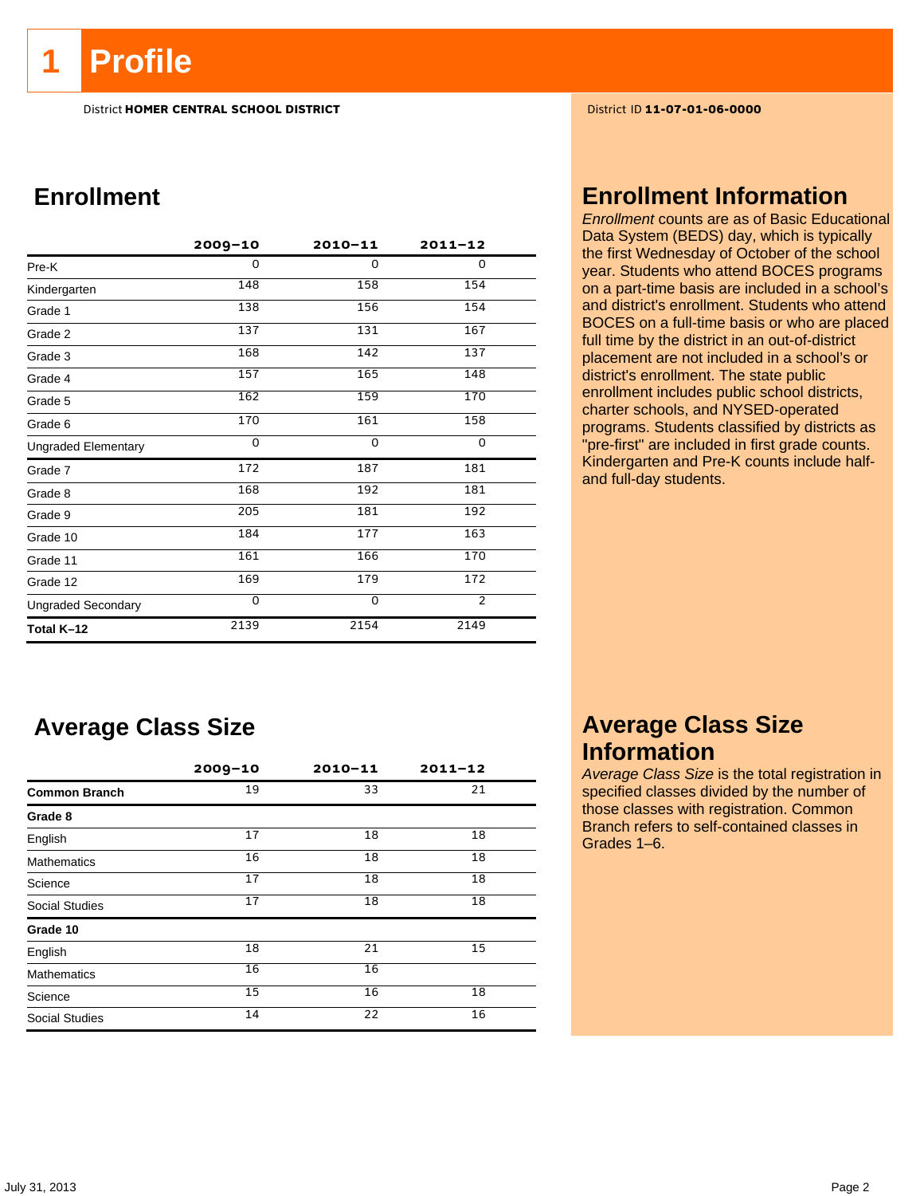# 1 Profile

District **HOMER CENTRAL SCHOOL DISTRICT**

District ID **11-07-01-06-0000**

## Enrollment

| | 2009–10 | 2010–11 | 2011–12 |
|---|---|---|---|
| Pre-K | 0 | 0 | 0 |
| Kindergarten | 148 | 158 | 154 |
| Grade 1 | 138 | 156 | 154 |
| Grade 2 | 137 | 131 | 167 |
| Grade 3 | 168 | 142 | 137 |
| Grade 4 | 157 | 165 | 148 |
| Grade 5 | 162 | 159 | 170 |
| Grade 6 | 170 | 161 | 158 |
| Ungraded Elementary | 0 | 0 | 0 |
| Grade 7 | 172 | 187 | 181 |
| Grade 8 | 168 | 192 | 181 |
| Grade 9 | 205 | 181 | 192 |
| Grade 10 | 184 | 177 | 163 |
| Grade 11 | 161 | 166 | 170 |
| Grade 12 | 169 | 179 | 172 |
| Ungraded Secondary | 0 | 0 | 2 |
| **Total K–12** | 2139 | 2154 | 2149 |

## Enrollment Information

*Enrollment* counts are as of Basic Educational Data System (BEDS) day, which is typically the first Wednesday of October of the school year. Students who attend BOCES programs on a part-time basis are included in a school's and district's enrollment. Students who attend BOCES on a full-time basis or who are placed full time by the district in an out-of-district placement are not included in a school's or district's enrollment. The state public enrollment includes public school districts, charter schools, and NYSED-operated programs. Students classified by districts as "pre-first" are included in first grade counts. Kindergarten and Pre-K counts include half- and full-day students.

## Average Class Size

| | 2009–10 | 2010–11 | 2011–12 |
|---|---|---|---|
| **Common Branch** | 19 | 33 | 21 |
| **Grade 8** | | | |
| English | 17 | 18 | 18 |
| Mathematics | 16 | 18 | 18 |
| Science | 17 | 18 | 18 |
| Social Studies | 17 | 18 | 18 |
| **Grade 10** | | | |
| English | 18 | 21 | 15 |
| Mathematics | 16 | 16 | |
| Science | 15 | 16 | 18 |
| Social Studies | 14 | 22 | 16 |

## Average Class Size Information

*Average Class Size* is the total registration in specified classes divided by the number of those classes with registration. Common Branch refers to self-contained classes in Grades 1–6.

July 31, 2013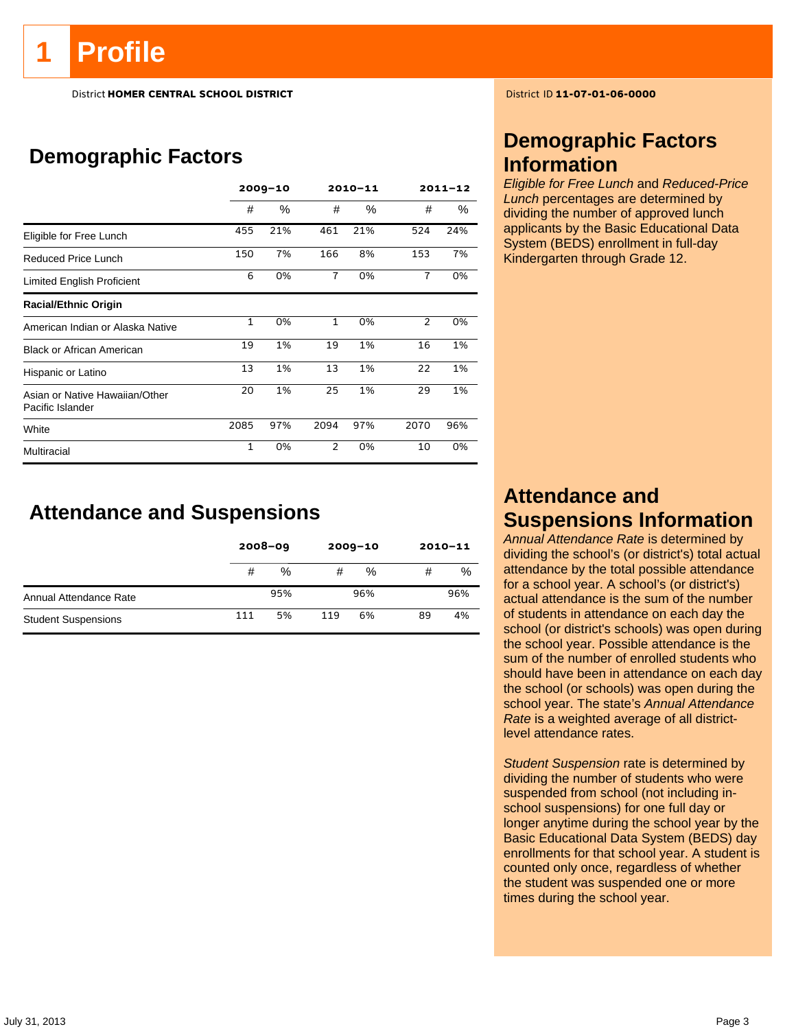# 1 Profile

District **HOMER CENTRAL SCHOOL DISTRICT**

District ID **11-07-01-06-0000**

## Demographic Factors

| | 2009–10 | | 2010–11 | | 2011–12 | |
|---|---|---|---|---|---|---|
| | # | % | # | % | # | % |
| Eligible for Free Lunch | 455 | 21% | 461 | 21% | 524 | 24% |
| Reduced Price Lunch | 150 | 7% | 166 | 8% | 153 | 7% |
| Limited English Proficient | 6 | 0% | 7 | 0% | 7 | 0% |
| **Racial/Ethnic Origin** | | | | | | |
| American Indian or Alaska Native | 1 | 0% | 1 | 0% | 2 | 0% |
| Black or African American | 19 | 1% | 19 | 1% | 16 | 1% |
| Hispanic or Latino | 13 | 1% | 13 | 1% | 22 | 1% |
| Asian or Native Hawaiian/Other Pacific Islander | 20 | 1% | 25 | 1% | 29 | 1% |
| White | 2085 | 97% | 2094 | 97% | 2070 | 96% |
| Multiracial | 1 | 0% | 2 | 0% | 10 | 0% |

## Attendance and Suspensions

| | 2008–09 | | 2009–10 | | 2010–11 | |
|---|---|---|---|---|---|---|
| | # | % | # | % | # | % |
| Annual Attendance Rate | | 95% | | 96% | | 96% |
| Student Suspensions | 111 | 5% | 119 | 6% | 89 | 4% |

## Demographic Factors Information

*Eligible for Free Lunch* and *Reduced-Price Lunch* percentages are determined by dividing the number of approved lunch applicants by the Basic Educational Data System (BEDS) enrollment in full-day Kindergarten through Grade 12.

## Attendance and Suspensions Information

*Annual Attendance Rate* is determined by dividing the school's (or district's) total actual attendance by the total possible attendance for a school year. A school's (or district's) actual attendance is the sum of the number of students in attendance on each day the school (or district's schools) was open during the school year. Possible attendance is the sum of the number of enrolled students who should have been in attendance on each day the school (or schools) was open during the school year. The state's *Annual Attendance Rate* is a weighted average of all district-level attendance rates.

*Student Suspension* rate is determined by dividing the number of students who were suspended from school (not including in-school suspensions) for one full day or longer anytime during the school year by the Basic Educational Data System (BEDS) day enrollments for that school year. A student is counted only once, regardless of whether the student was suspended one or more times during the school year.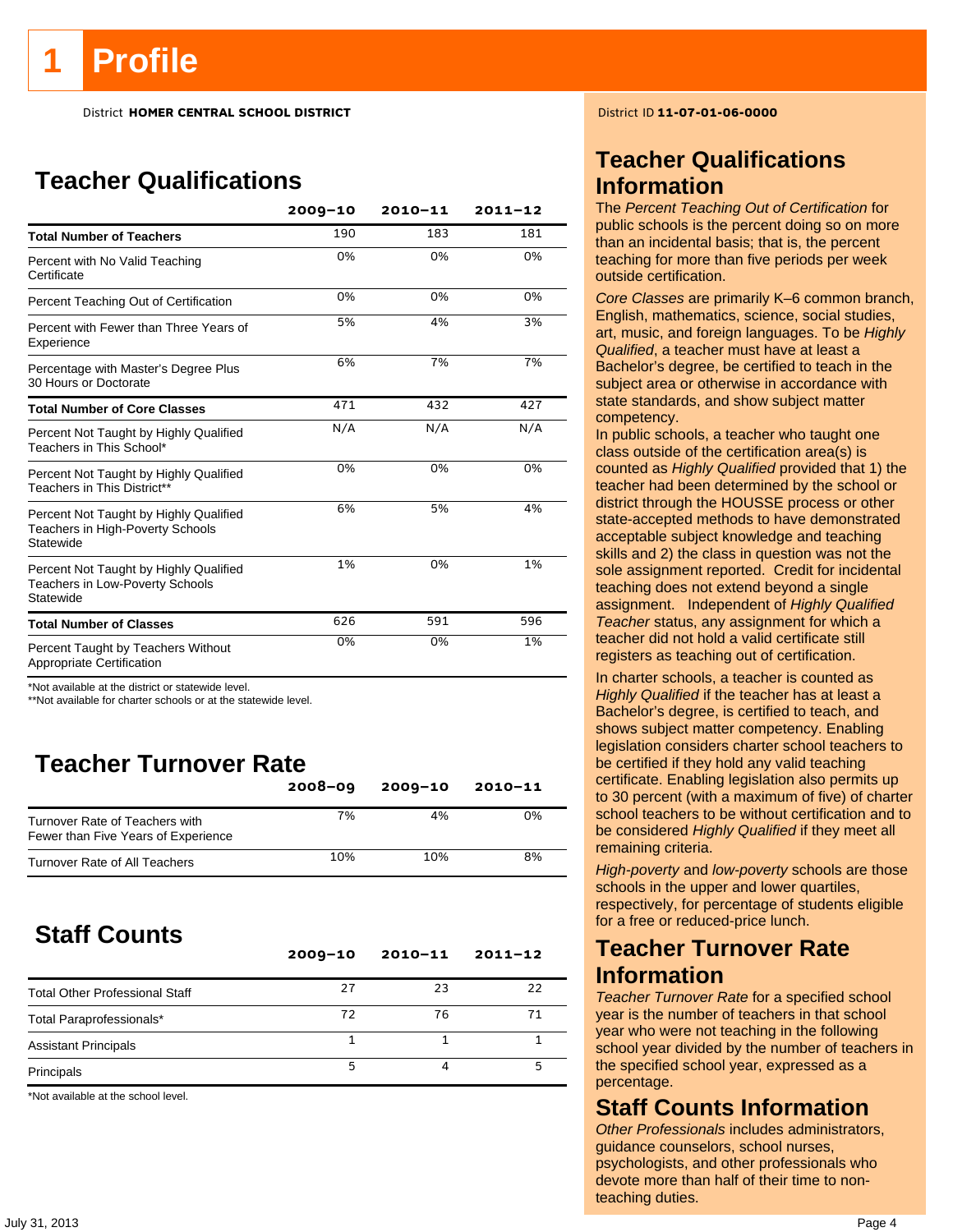# 1 Profile

District **HOMER CENTRAL SCHOOL DISTRICT**

District ID **11-07-01-06-0000**

## Teacher Qualifications

| | 2009–10 | 2010–11 | 2011–12 |
|---|---|---|---|
| **Total Number of Teachers** | 190 | 183 | 181 |
| Percent with No Valid Teaching Certificate | 0% | 0% | 0% |
| Percent Teaching Out of Certification | 0% | 0% | 0% |
| Percent with Fewer than Three Years of Experience | 5% | 4% | 3% |
| Percentage with Master's Degree Plus 30 Hours or Doctorate | 6% | 7% | 7% |
| **Total Number of Core Classes** | 471 | 432 | 427 |
| Percent Not Taught by Highly Qualified Teachers in This School* | N/A | N/A | N/A |
| Percent Not Taught by Highly Qualified Teachers in This District** | 0% | 0% | 0% |
| Percent Not Taught by Highly Qualified Teachers in High-Poverty Schools Statewide | 6% | 5% | 4% |
| Percent Not Taught by Highly Qualified Teachers in Low-Poverty Schools Statewide | 1% | 0% | 1% |
| **Total Number of Classes** | 626 | 591 | 596 |
| Percent Taught by Teachers Without Appropriate Certification | 0% | 0% | 1% |

*Not available at the district or statewide level.
**Not available for charter schools or at the statewide level.

## Teacher Turnover Rate

| | 2008–09 | 2009–10 | 2010–11 |
|---|---|---|---|
| Turnover Rate of Teachers with Fewer than Five Years of Experience | 7% | 4% | 0% |
| Turnover Rate of All Teachers | 10% | 10% | 8% |

## Staff Counts

| | 2009–10 | 2010–11 | 2011–12 |
|---|---|---|---|
| Total Other Professional Staff | 27 | 23 | 22 |
| Total Paraprofessionals* | 72 | 76 | 71 |
| Assistant Principals | 1 | 1 | 1 |
| Principals | 5 | 4 | 5 |

*Not available at the school level.

## Teacher Qualifications Information

The *Percent Teaching Out of Certification* for public schools is the percent doing so on more than an incidental basis; that is, the percent teaching for more than five periods per week outside certification.

*Core Classes* are primarily K–6 common branch, English, mathematics, science, social studies, art, music, and foreign languages. To be *Highly Qualified*, a teacher must have at least a Bachelor's degree, be certified to teach in the subject area or otherwise in accordance with state standards, and show subject matter competency.

In public schools, a teacher who taught one class outside of the certification area(s) is counted as *Highly Qualified* provided that 1) the teacher had been determined by the school or district through the HOUSSE process or other state-accepted methods to have demonstrated acceptable subject knowledge and teaching skills and 2) the class in question was not the sole assignment reported. Credit for incidental teaching does not extend beyond a single assignment. Independent of *Highly Qualified Teacher* status, any assignment for which a teacher did not hold a valid certificate still registers as teaching out of certification.

In charter schools, a teacher is counted as *Highly Qualified* if the teacher has at least a Bachelor's degree, is certified to teach, and shows subject matter competency. Enabling legislation considers charter school teachers to be certified if they hold any valid teaching certificate. Enabling legislation also permits up to 30 percent (with a maximum of five) of charter school teachers to be without certification and to be considered *Highly Qualified* if they meet all remaining criteria.

*High-poverty* and *low-poverty* schools are those schools in the upper and lower quartiles, respectively, for percentage of students eligible for a free or reduced-price lunch.

## Teacher Turnover Rate Information

*Teacher Turnover Rate* for a specified school year is the number of teachers in that school year who were not teaching in the following school year divided by the number of teachers in the specified school year, expressed as a percentage.

## Staff Counts Information

*Other Professionals* includes administrators, guidance counselors, school nurses, psychologists, and other professionals who devote more than half of their time to non-teaching duties.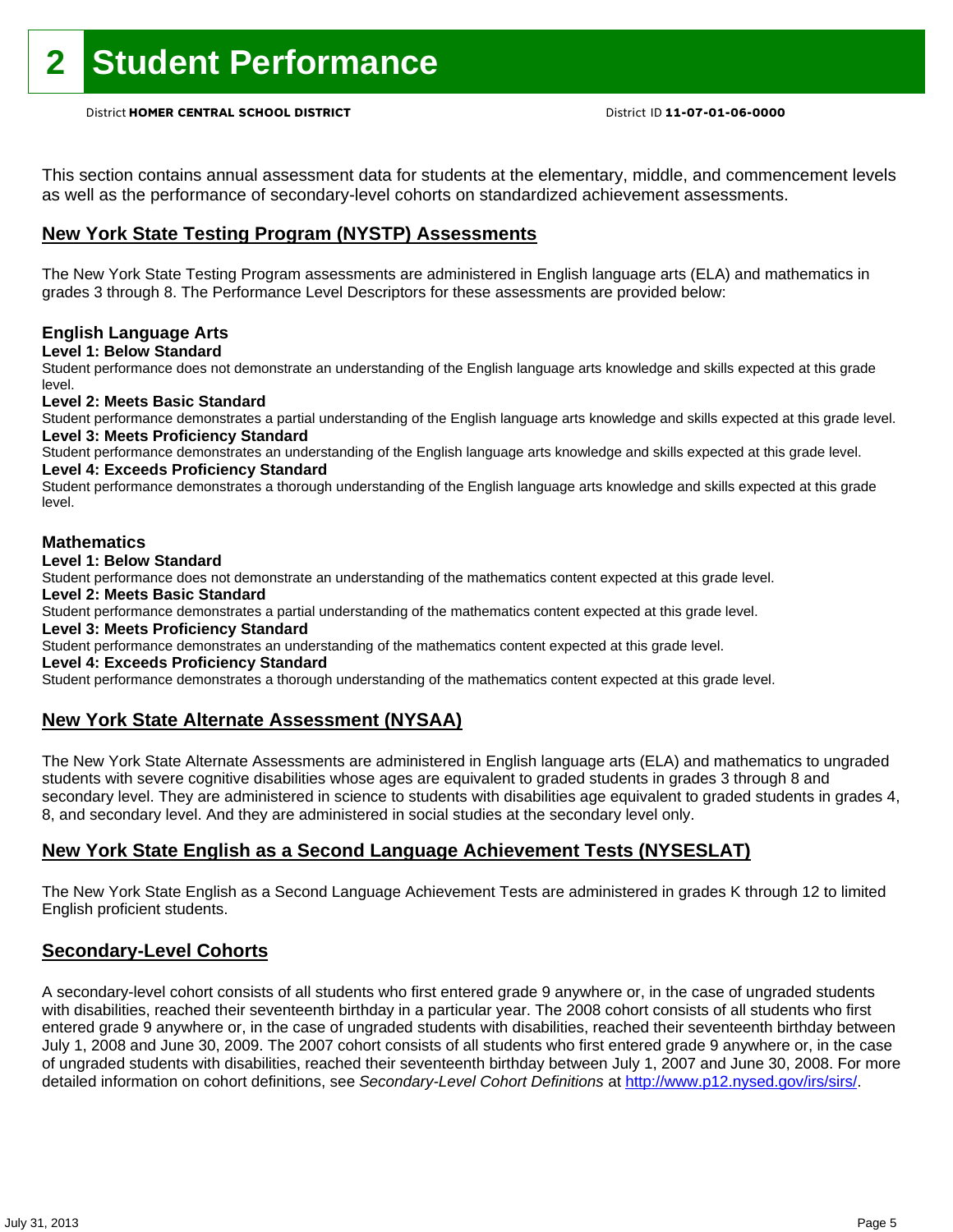# 2 Student Performance

District **HOMER CENTRAL SCHOOL DISTRICT** District ID **11-07-01-06-0000**

This section contains annual assessment data for students at the elementary, middle, and commencement levels as well as the performance of secondary-level cohorts on standardized achievement assessments.

## New York State Testing Program (NYSTP) Assessments

The New York State Testing Program assessments are administered in English language arts (ELA) and mathematics in grades 3 through 8. The Performance Level Descriptors for these assessments are provided below:

### English Language Arts

**Level 1: Below Standard**
Student performance does not demonstrate an understanding of the English language arts knowledge and skills expected at this grade level.

**Level 2: Meets Basic Standard**
Student performance demonstrates a partial understanding of the English language arts knowledge and skills expected at this grade level.

**Level 3: Meets Proficiency Standard**
Student performance demonstrates an understanding of the English language arts knowledge and skills expected at this grade level.

**Level 4: Exceeds Proficiency Standard**
Student performance demonstrates a thorough understanding of the English language arts knowledge and skills expected at this grade level.

### Mathematics

**Level 1: Below Standard**
Student performance does not demonstrate an understanding of the mathematics content expected at this grade level.

**Level 2: Meets Basic Standard**
Student performance demonstrates a partial understanding of the mathematics content expected at this grade level.

**Level 3: Meets Proficiency Standard**
Student performance demonstrates an understanding of the mathematics content expected at this grade level.

**Level 4: Exceeds Proficiency Standard**
Student performance demonstrates a thorough understanding of the mathematics content expected at this grade level.

## New York State Alternate Assessment (NYSAA)

The New York State Alternate Assessments are administered in English language arts (ELA) and mathematics to ungraded students with severe cognitive disabilities whose ages are equivalent to graded students in grades 3 through 8 and secondary level. They are administered in science to students with disabilities age equivalent to graded students in grades 4, 8, and secondary level. And they are administered in social studies at the secondary level only.

## New York State English as a Second Language Achievement Tests (NYSESLAT)

The New York State English as a Second Language Achievement Tests are administered in grades K through 12 to limited English proficient students.

## Secondary-Level Cohorts

A secondary-level cohort consists of all students who first entered grade 9 anywhere or, in the case of ungraded students with disabilities, reached their seventeenth birthday in a particular year. The 2008 cohort consists of all students who first entered grade 9 anywhere or, in the case of ungraded students with disabilities, reached their seventeenth birthday between July 1, 2008 and June 30, 2009. The 2007 cohort consists of all students who first entered grade 9 anywhere or, in the case of ungraded students with disabilities, reached their seventeenth birthday between July 1, 2007 and June 30, 2008. For more detailed information on cohort definitions, see *Secondary-Level Cohort Definitions* at http://www.p12.nysed.gov/irs/sirs/.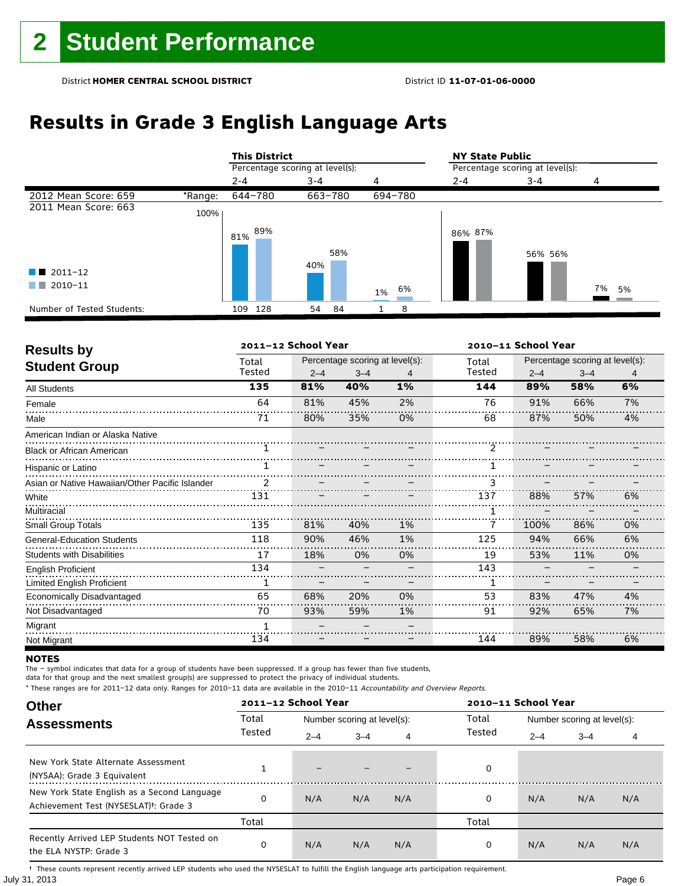# 2 Student Performance

District **HOMER CENTRAL SCHOOL DISTRICT** District ID **11-07-01-06-0000**

## Results in Grade 3 English Language Arts

| | | This District | | | NY State Public | | |
|---|---|---|---|---|---|---|---|
| | | Percentage scoring at level(s): | | | Percentage scoring at level(s): | | |
| | | 2-4 | 3-4 | 4 | 2-4 | 3-4 | 4 |
| 2012 Mean Score: 659 | *Range: | 644–780 | 663–780 | 694–780 | | | |
| 2011 Mean Score: 663 | | | | | | | |
| 2011–12 | | 81% | 40% | 1% | 86% | 56% | 7% |
| 2010–11 | | 89% | 58% | 6% | 87% | 56% | 5% |
| Number of Tested Students: 2011–12 | | 109 | 54 | 1 | | | |
| Number of Tested Students: 2010–11 | | 128 | 84 | 8 | | | |

## Results by Student Group

| | 2011–12 School Year | | | | 2010–11 School Year | | | |
|---|---|---|---|---|---|---|---|---|
| | Total Tested | Percentage scoring at level(s): 2–4 | 3–4 | 4 | Total Tested | Percentage scoring at level(s): 2–4 | 3–4 | 4 |
| **All Students** | **135** | **81%** | **40%** | **1%** | **144** | **89%** | **58%** | **6%** |
| Female | 64 | 81% | 45% | 2% | 76 | 91% | 66% | 7% |
| Male | 71 | 80% | 35% | 0% | 68 | 87% | 50% | 4% |
| American Indian or Alaska Native | | | | | | | | |
| Black or African American | 1 | – | – | – | 2 | – | – | – |
| Hispanic or Latino | 1 | – | – | – | 1 | – | – | – |
| Asian or Native Hawaiian/Other Pacific Islander | 2 | – | – | – | 3 | – | – | – |
| White | 131 | – | – | – | 137 | 88% | 57% | 6% |
| Multiracial | | | | | 1 | – | – | – |
| Small Group Totals | 135 | 81% | 40% | 1% | 7 | 100% | 86% | 0% |
| General-Education Students | 118 | 90% | 46% | 1% | 125 | 94% | 66% | 6% |
| Students with Disabilities | 17 | 18% | 0% | 0% | 19 | 53% | 11% | 0% |
| English Proficient | 134 | – | – | – | 143 | – | – | – |
| Limited English Proficient | 1 | – | – | – | 1 | – | – | – |
| Economically Disadvantaged | 65 | 68% | 20% | 0% | 53 | 83% | 47% | 4% |
| Not Disadvantaged | 70 | 93% | 59% | 1% | 91 | 92% | 65% | 7% |
| Migrant | 1 | – | – | – | | | | |
| Not Migrant | 134 | – | – | – | 144 | 89% | 58% | 6% |

**NOTES**

The – symbol indicates that data for a group of students have been suppressed. If a group has fewer than five students, data for that group and the next smallest group(s) are suppressed to protect the privacy of individual students.

* These ranges are for 2011–12 data only. Ranges for 2010–11 data are available in the 2010–11 *Accountability and Overview Reports*.

## Other Assessments

| | 2011–12 School Year | | | | 2010–11 School Year | | | |
|---|---|---|---|---|---|---|---|---|
| | Total Tested | Number scoring at level(s): 2–4 | 3–4 | 4 | Total Tested | Number scoring at level(s): 2–4 | 3–4 | 4 |
| New York State Alternate Assessment (NYSAA): Grade 3 Equivalent | 1 | – | – | – | 0 | | | |
| New York State English as a Second Language Achievement Test (NYSESLAT)†: Grade 3 | 0 | N/A | N/A | N/A | 0 | N/A | N/A | N/A |
| | Total | | | | Total | | | |
| Recently Arrived LEP Students NOT Tested on the ELA NYSTP: Grade 3 | 0 | N/A | N/A | N/A | 0 | N/A | N/A | N/A |

† These counts represent recently arrived LEP students who used the NYSESLAT to fulfill the English language arts participation requirement.

July 31, 2013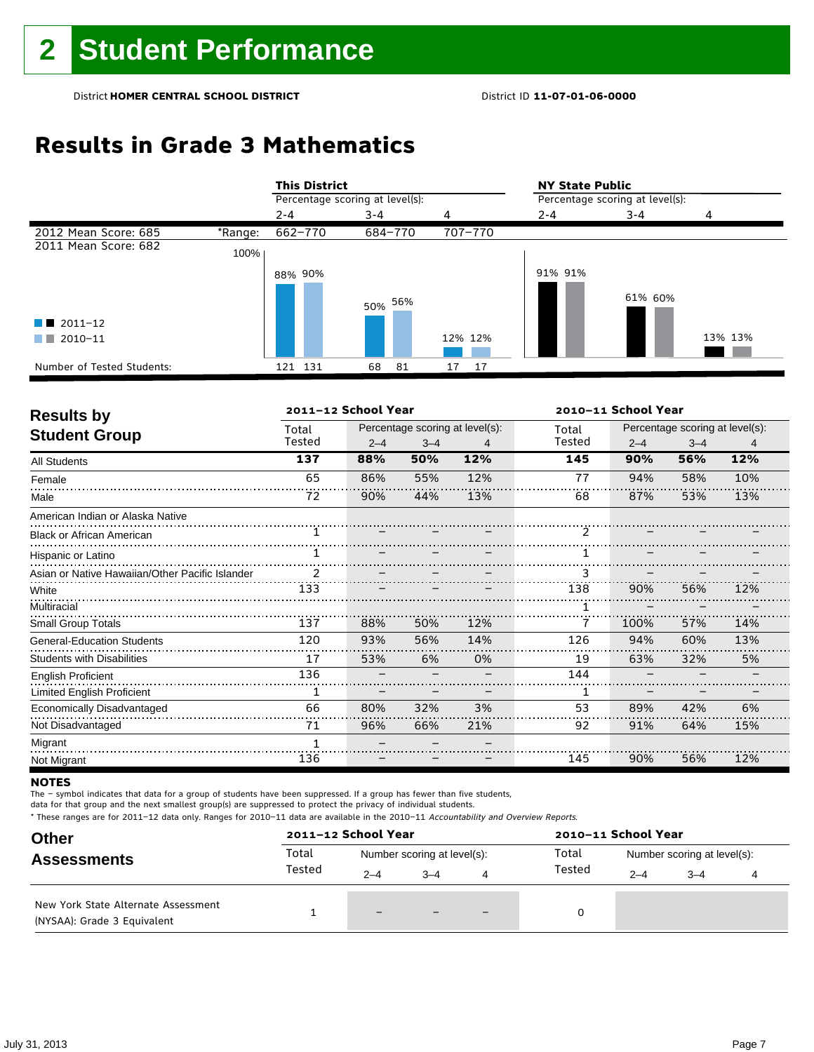# 2 Student Performance

District **HOMER CENTRAL SCHOOL DISTRICT** District ID **11-07-01-06-0000**

## Results in Grade 3 Mathematics

| | | This District | | | NY State Public | | |
|---|---|---|---|---|---|---|---|
| | | Percentage scoring at level(s): | | | Percentage scoring at level(s): | | |
| | | 2-4 | 3-4 | 4 | 2-4 | 3-4 | 4 |
| 2012 Mean Score: 685 | *Range: | 662–770 | 684–770 | 707–770 | | | |
| 2011 Mean Score: 682 | | | | | | | |
| 2011–12 | | 88% | 50% | 12% | 91% | 61% | 13% |
| 2010–11 | | 90% | 56% | 12% | 91% | 60% | 13% |
| Number of Tested Students: 2011–12 | | 121 | 68 | 17 | | | |
| Number of Tested Students: 2010–11 | | 131 | 81 | 17 | | | |

## Results by Student Group

| | 2011–12 School Year | | | | 2010–11 School Year | | | |
|---|---|---|---|---|---|---|---|---|
| | Total Tested | Percentage scoring at level(s): 2–4 | 3–4 | 4 | Total Tested | Percentage scoring at level(s): 2–4 | 3–4 | 4 |
| All Students | **137** | **88%** | **50%** | **12%** | **145** | **90%** | **56%** | **12%** |
| Female | 65 | 86% | 55% | 12% | 77 | 94% | 58% | 10% |
| Male | 72 | 90% | 44% | 13% | 68 | 87% | 53% | 13% |
| American Indian or Alaska Native | | | | | | | | |
| Black or African American | 1 | – | – | – | 2 | – | – | – |
| Hispanic or Latino | 1 | – | – | – | 1 | – | – | – |
| Asian or Native Hawaiian/Other Pacific Islander | 2 | – | – | – | 3 | – | – | – |
| White | 133 | – | – | – | 138 | 90% | 56% | 12% |
| Multiracial | | | | | 1 | – | – | – |
| Small Group Totals | 137 | 88% | 50% | 12% | 7 | 100% | 57% | 14% |
| General-Education Students | 120 | 93% | 56% | 14% | 126 | 94% | 60% | 13% |
| Students with Disabilities | 17 | 53% | 6% | 0% | 19 | 63% | 32% | 5% |
| English Proficient | 136 | – | – | – | 144 | – | – | – |
| Limited English Proficient | 1 | – | – | – | 1 | – | – | – |
| Economically Disadvantaged | 66 | 80% | 32% | 3% | 53 | 89% | 42% | 6% |
| Not Disadvantaged | 71 | 96% | 66% | 21% | 92 | 91% | 64% | 15% |
| Migrant | 1 | – | – | – | | | | |
| Not Migrant | 136 | – | – | – | 145 | 90% | 56% | 12% |

**NOTES**

The – symbol indicates that data for a group of students have been suppressed. If a group has fewer than five students, data for that group and the next smallest group(s) are suppressed to protect the privacy of individual students.

* These ranges are for 2011–12 data only. Ranges for 2010–11 data are available in the 2010–11 *Accountability and Overview Reports*.

## Other Assessments

| | 2011–12 School Year | | | | 2010–11 School Year | | | |
|---|---|---|---|---|---|---|---|---|
| | Total Tested | Number scoring at level(s): 2–4 | 3–4 | 4 | Total Tested | Number scoring at level(s): 2–4 | 3–4 | 4 |
| New York State Alternate Assessment (NYSAA): Grade 3 Equivalent | 1 | – | – | – | 0 | | | |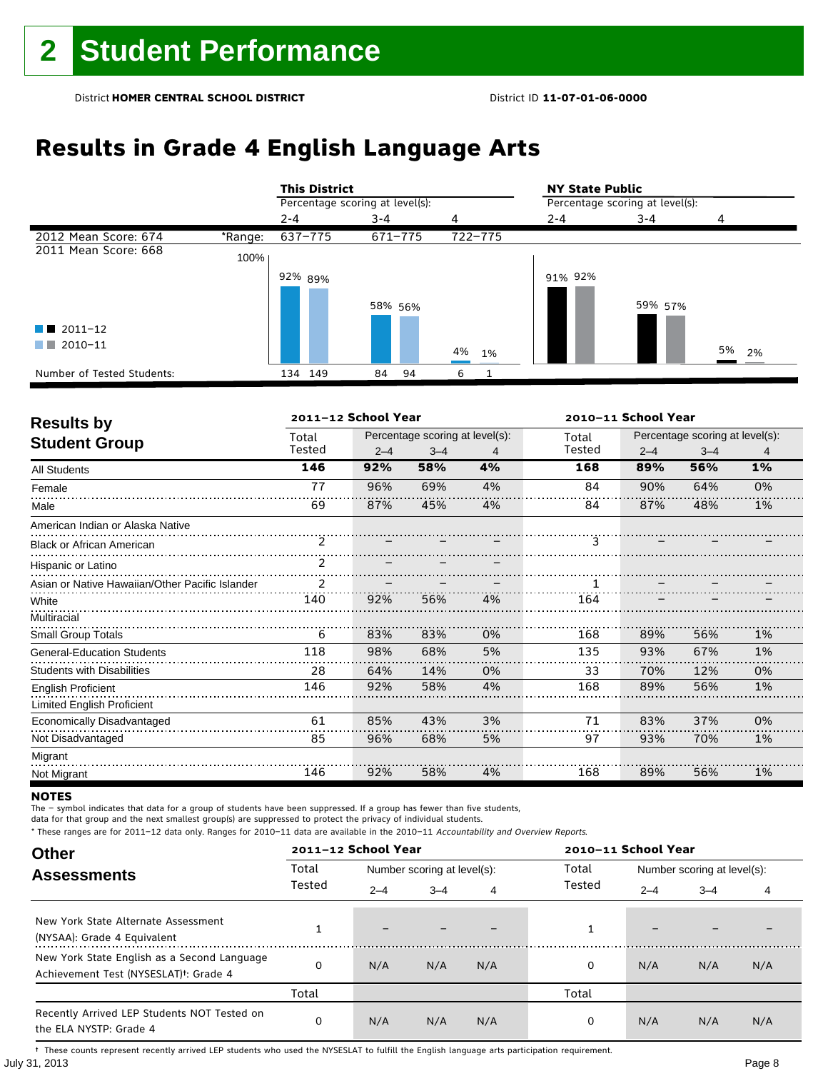# 2 Student Performance

District **HOMER CENTRAL SCHOOL DISTRICT** District ID **11-07-01-06-0000**

## Results in Grade 4 English Language Arts

| | | This District | | | NY State Public | | |
|---|---|---|---|---|---|---|---|
| | | Percentage scoring at level(s): | | | Percentage scoring at level(s): | | |
| | | 2-4 | 3-4 | 4 | 2-4 | 3-4 | 4 |
| 2012 Mean Score: 674 | *Range: | 637–775 | 671–775 | 722–775 | | | |
| 2011 Mean Score: 668 | | | | | | | |
| 2011–12 | | 92% | 58% | 4% | 91% | 59% | 5% |
| 2010–11 | | 89% | 56% | 1% | 92% | 57% | 2% |
| Number of Tested Students: 2011–12 | | 134 | 84 | 6 | | | |
| Number of Tested Students: 2010–11 | | 149 | 94 | 1 | | | |

### Results by Student Group

| | 2011–12 School Year | | | | 2010–11 School Year | | | |
|---|---|---|---|---|---|---|---|---|
| | Total Tested | Percentage scoring at level(s): 2–4 | 3–4 | 4 | Total Tested | Percentage scoring at level(s): 2–4 | 3–4 | 4 |
| **All Students** | **146** | **92%** | **58%** | **4%** | **168** | **89%** | **56%** | **1%** |
| Female | 77 | 96% | 69% | 4% | 84 | 90% | 64% | 0% |
| Male | 69 | 87% | 45% | 4% | 84 | 87% | 48% | 1% |
| American Indian or Alaska Native | | | | | | | | |
| Black or African American | 2 | – | – | – | 3 | – | – | – |
| Hispanic or Latino | 2 | – | – | – | | | | |
| Asian or Native Hawaiian/Other Pacific Islander | 2 | – | – | – | 1 | – | – | – |
| White | 140 | 92% | 56% | 4% | 164 | – | – | – |
| Multiracial | | | | | | | | |
| Small Group Totals | 6 | 83% | 83% | 0% | 168 | 89% | 56% | 1% |
| General-Education Students | 118 | 98% | 68% | 5% | 135 | 93% | 67% | 1% |
| Students with Disabilities | 28 | 64% | 14% | 0% | 33 | 70% | 12% | 0% |
| English Proficient | 146 | 92% | 58% | 4% | 168 | 89% | 56% | 1% |
| Limited English Proficient | | | | | | | | |
| Economically Disadvantaged | 61 | 85% | 43% | 3% | 71 | 83% | 37% | 0% |
| Not Disadvantaged | 85 | 96% | 68% | 5% | 97 | 93% | 70% | 1% |
| Migrant | | | | | | | | |
| Not Migrant | 146 | 92% | 58% | 4% | 168 | 89% | 56% | 1% |

**NOTES**

The – symbol indicates that data for a group of students have been suppressed. If a group has fewer than five students, data for that group and the next smallest group(s) are suppressed to protect the privacy of individual students.

\* These ranges are for 2011–12 data only. Ranges for 2010–11 data are available in the 2010–11 *Accountability and Overview Reports.*

### Other Assessments

| | 2011–12 School Year | | | | 2010–11 School Year | | | |
|---|---|---|---|---|---|---|---|---|
| | Total Tested | Number scoring at level(s): 2–4 | 3–4 | 4 | Total Tested | Number scoring at level(s): 2–4 | 3–4 | 4 |
| New York State Alternate Assessment (NYSAA): Grade 4 Equivalent | 1 | – | – | – | 1 | – | – | – |
| New York State English as a Second Language Achievement Test (NYSESLAT)†: Grade 4 | 0 | N/A | N/A | N/A | 0 | N/A | N/A | N/A |
| | Total | | | | Total | | | |
| Recently Arrived LEP Students NOT Tested on the ELA NYSTP: Grade 4 | 0 | N/A | N/A | N/A | 0 | N/A | N/A | N/A |

† These counts represent recently arrived LEP students who used the NYSESLAT to fulfill the English language arts participation requirement.

July 31, 2013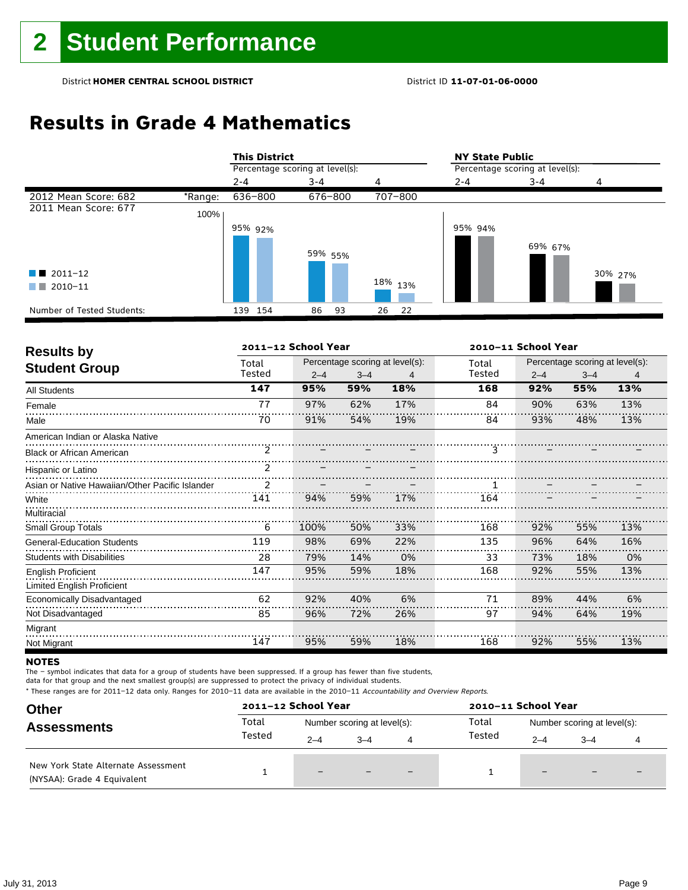# 2 Student Performance

District **HOMER CENTRAL SCHOOL DISTRICT** District ID **11-07-01-06-0000**

## Results in Grade 4 Mathematics

2012 Mean Score: 682
2011 Mean Score: 677

| | This District 2–4 | This District 3–4 | This District 4 | NY State Public 2–4 | NY State Public 3–4 | NY State Public 4 |
|---|---|---|---|---|---|---|
| *Range | 636–800 | 676–800 | 707–800 | | | |
| 2011–12 | 95% | 59% | 18% | 95% | 69% | 30% |
| 2010–11 | 92% | 55% | 13% | 94% | 67% | 27% |
| Number of Tested Students: 2011–12 | 139 | 86 | 26 | | | |
| Number of Tested Students: 2010–11 | 154 | 93 | 22 | | | |

Percentage scoring at level(s).

## Results by Student Group

| | 2011–12 School Year | | | | 2010–11 School Year | | | |
|---|---|---|---|---|---|---|---|---|
| | Total Tested | 2–4 | 3–4 | 4 | Total Tested | 2–4 | 3–4 | 4 |
| **All Students** | **147** | **95%** | **59%** | **18%** | **168** | **92%** | **55%** | **13%** |
| Female | 77 | 97% | 62% | 17% | 84 | 90% | 63% | 13% |
| Male | 70 | 91% | 54% | 19% | 84 | 93% | 48% | 13% |
| American Indian or Alaska Native | | | | | | | | |
| Black or African American | 2 | – | – | – | 3 | – | – | – |
| Hispanic or Latino | 2 | – | – | – | | | | |
| Asian or Native Hawaiian/Other Pacific Islander | 2 | – | – | – | 1 | – | – | – |
| White | 141 | 94% | 59% | 17% | 164 | – | – | – |
| Multiracial | | | | | | | | |
| Small Group Totals | 6 | 100% | 50% | 33% | 168 | 92% | 55% | 13% |
| General-Education Students | 119 | 98% | 69% | 22% | 135 | 96% | 64% | 16% |
| Students with Disabilities | 28 | 79% | 14% | 0% | 33 | 73% | 18% | 0% |
| English Proficient | 147 | 95% | 59% | 18% | 168 | 92% | 55% | 13% |
| Limited English Proficient | | | | | | | | |
| Economically Disadvantaged | 62 | 92% | 40% | 6% | 71 | 89% | 44% | 6% |
| Not Disadvantaged | 85 | 96% | 72% | 26% | 97 | 94% | 64% | 19% |
| Migrant | | | | | | | | |
| Not Migrant | 147 | 95% | 59% | 18% | 168 | 92% | 55% | 13% |

Percentage scoring at level(s).

**NOTES**

The – symbol indicates that data for a group of students have been suppressed. If a group has fewer than five students, data for that group and the next smallest group(s) are suppressed to protect the privacy of individual students.

* These ranges are for 2011–12 data only. Ranges for 2010–11 data are available in the 2010–11 *Accountability and Overview Reports.*

## Other Assessments

| | 2011–12 School Year | | | | 2010–11 School Year | | | |
|---|---|---|---|---|---|---|---|---|
| | Total Tested | 2–4 | 3–4 | 4 | Total Tested | 2–4 | 3–4 | 4 |
| New York State Alternate Assessment (NYSAA): Grade 4 Equivalent | 1 | – | – | – | 1 | – | – | – |

Number scoring at level(s).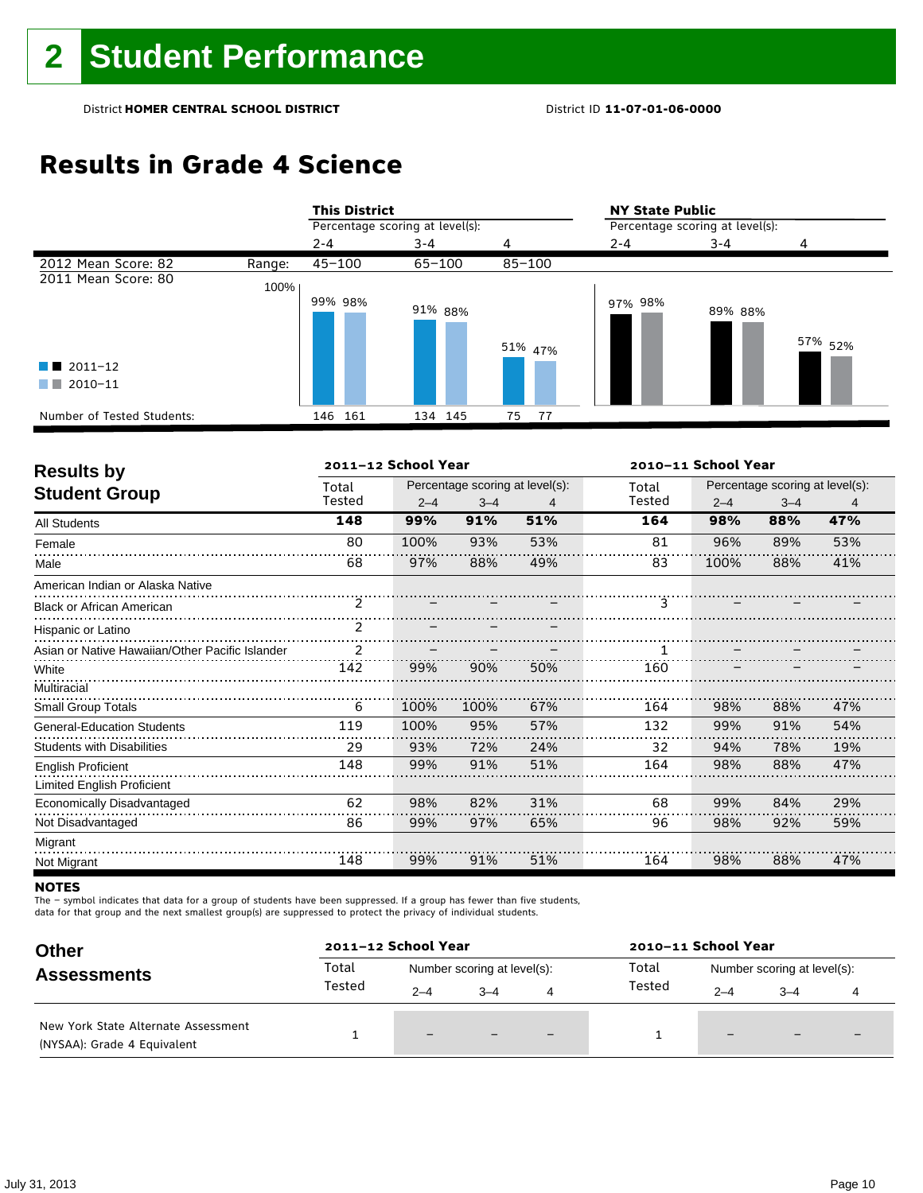# 2 Student Performance

District **HOMER CENTRAL SCHOOL DISTRICT** District ID **11-07-01-06-0000**

## Results in Grade 4 Science

| | | This District | | | NY State Public | | |
|---|---|---|---|---|---|---|---|
| | | Percentage scoring at level(s): | | | Percentage scoring at level(s): | | |
| | | 2-4 | 3-4 | 4 | 2-4 | 3-4 | 4 |
| 2012 Mean Score: 82 | Range: | 45–100 | 65–100 | 85–100 | | | |
| 2011 Mean Score: 80 | | | | | | | |
| 2011–12 | | 99% | 91% | 51% | 97% | 89% | 57% |
| 2010–11 | | 98% | 88% | 47% | 98% | 88% | 52% |
| Number of Tested Students: 2011–12 | | 146 | 134 | 75 | | | |
| Number of Tested Students: 2010–11 | | 161 | 145 | 77 | | | |

### Results by Student Group

| Student Group | 2011–12 Total Tested | 2011–12 2–4 | 2011–12 3–4 | 2011–12 4 | 2010–11 Total Tested | 2010–11 2–4 | 2010–11 3–4 | 2010–11 4 |
|---|---|---|---|---|---|---|---|---|
| **All Students** | **148** | **99%** | **91%** | **51%** | **164** | **98%** | **88%** | **47%** |
| Female | 80 | 100% | 93% | 53% | 81 | 96% | 89% | 53% |
| Male | 68 | 97% | 88% | 49% | 83 | 100% | 88% | 41% |
| American Indian or Alaska Native | | | | | | | | |
| Black or African American | 2 | – | – | – | 3 | – | – | – |
| Hispanic or Latino | 2 | – | – | – | | | | |
| Asian or Native Hawaiian/Other Pacific Islander | 2 | – | – | – | 1 | – | – | – |
| White | 142 | 99% | 90% | 50% | 160 | – | – | – |
| Multiracial | | | | | | | | |
| Small Group Totals | 6 | 100% | 100% | 67% | 164 | 98% | 88% | 47% |
| General-Education Students | 119 | 100% | 95% | 57% | 132 | 99% | 91% | 54% |
| Students with Disabilities | 29 | 93% | 72% | 24% | 32 | 94% | 78% | 19% |
| English Proficient | 148 | 99% | 91% | 51% | 164 | 98% | 88% | 47% |
| Limited English Proficient | | | | | | | | |
| Economically Disadvantaged | 62 | 98% | 82% | 31% | 68 | 99% | 84% | 29% |
| Not Disadvantaged | 86 | 99% | 97% | 65% | 96 | 98% | 92% | 59% |
| Migrant | | | | | | | | |
| Not Migrant | 148 | 99% | 91% | 51% | 164 | 98% | 88% | 47% |

**NOTES**

The – symbol indicates that data for a group of students have been suppressed. If a group has fewer than five students, data for that group and the next smallest group(s) are suppressed to protect the privacy of individual students.

### Other Assessments

| Assessment | 2011–12 Total Tested | 2011–12 2–4 | 2011–12 3–4 | 2011–12 4 | 2010–11 Total Tested | 2010–11 2–4 | 2010–11 3–4 | 2010–11 4 |
|---|---|---|---|---|---|---|---|---|
| New York State Alternate Assessment (NYSAA): Grade 4 Equivalent | 1 | – | – | – | 1 | – | – | – |

(Number scoring at level(s))

July 31, 2013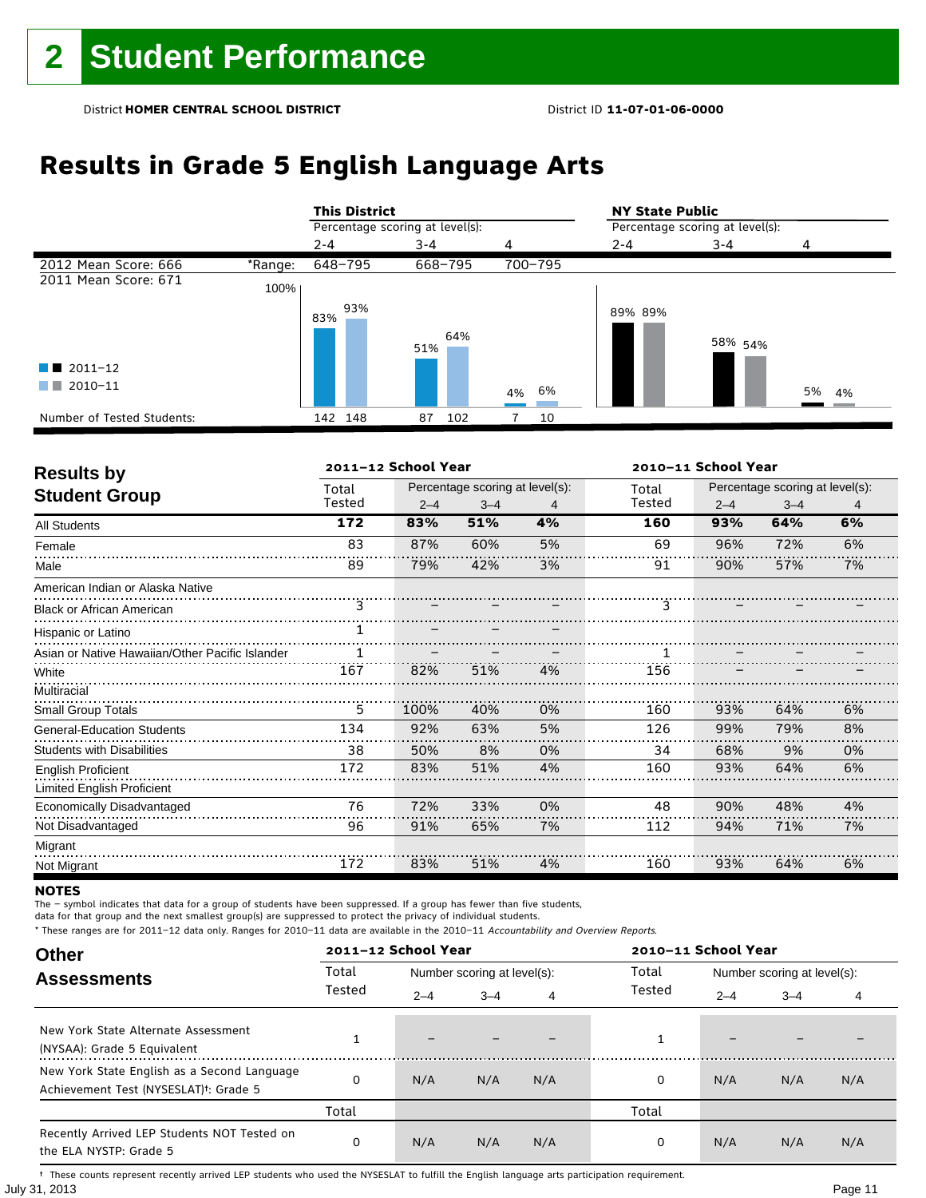# 2 Student Performance

District **HOMER CENTRAL SCHOOL DISTRICT** District ID **11-07-01-06-0000**

## Results in Grade 5 English Language Arts

| | | This District | | | NY State Public | | |
|---|---|---|---|---|---|---|---|
| | | Percentage scoring at level(s): | | | Percentage scoring at level(s): | | |
| | | 2-4 | 3-4 | 4 | 2-4 | 3-4 | 4 |
| 2012 Mean Score: 666 | *Range: | 648–795 | 668–795 | 700–795 | | | |
| 2011 Mean Score: 671 | | | | | | | |
| 2011–12 | | 83% | 51% | 4% | 89% | 58% | 5% |
| 2010–11 | | 93% | 64% | 6% | 89% | 54% | 4% |
| Number of Tested Students: 2011–12 | | 142 | 87 | 7 | | | |
| Number of Tested Students: 2010–11 | | 148 | 102 | 10 | | | |

### Results by Student Group

| | 2011–12 School Year | | | | 2010–11 School Year | | | |
|---|---|---|---|---|---|---|---|---|
| | Total Tested | Percentage scoring at level(s): 2–4 | 3–4 | 4 | Total Tested | Percentage scoring at level(s): 2–4 | 3–4 | 4 |
| **All Students** | **172** | **83%** | **51%** | **4%** | **160** | **93%** | **64%** | **6%** |
| Female | 83 | 87% | 60% | 5% | 69 | 96% | 72% | 6% |
| Male | 89 | 79% | 42% | 3% | 91 | 90% | 57% | 7% |
| American Indian or Alaska Native | | | | | | | | |
| Black or African American | 3 | – | – | – | 3 | – | – | – |
| Hispanic or Latino | 1 | – | – | – | | | | |
| Asian or Native Hawaiian/Other Pacific Islander | 1 | – | – | – | 1 | – | – | – |
| White | 167 | 82% | 51% | 4% | 156 | – | – | – |
| Multiracial | | | | | | | | |
| Small Group Totals | 5 | 100% | 40% | 0% | 160 | 93% | 64% | 6% |
| General-Education Students | 134 | 92% | 63% | 5% | 126 | 99% | 79% | 8% |
| Students with Disabilities | 38 | 50% | 8% | 0% | 34 | 68% | 9% | 0% |
| English Proficient | 172 | 83% | 51% | 4% | 160 | 93% | 64% | 6% |
| Limited English Proficient | | | | | | | | |
| Economically Disadvantaged | 76 | 72% | 33% | 0% | 48 | 90% | 48% | 4% |
| Not Disadvantaged | 96 | 91% | 65% | 7% | 112 | 94% | 71% | 7% |
| Migrant | | | | | | | | |
| Not Migrant | 172 | 83% | 51% | 4% | 160 | 93% | 64% | 6% |

**NOTES**

The – symbol indicates that data for a group of students have been suppressed. If a group has fewer than five students, data for that group and the next smallest group(s) are suppressed to protect the privacy of individual students.

* These ranges are for 2011–12 data only. Ranges for 2010–11 data are available in the 2010–11 *Accountability and Overview Reports*.

### Other Assessments

| | 2011–12 School Year | | | | 2010–11 School Year | | | |
|---|---|---|---|---|---|---|---|---|
| | Total Tested | Number scoring at level(s): 2–4 | 3–4 | 4 | Total Tested | Number scoring at level(s): 2–4 | 3–4 | 4 |
| New York State Alternate Assessment (NYSAA): Grade 5 Equivalent | 1 | – | – | – | 1 | – | – | – |
| New York State English as a Second Language Achievement Test (NYSESLAT)†: Grade 5 | 0 | N/A | N/A | N/A | 0 | N/A | N/A | N/A |
| | Total | | | | Total | | | |
| Recently Arrived LEP Students NOT Tested on the ELA NYSTP: Grade 5 | 0 | N/A | N/A | N/A | 0 | N/A | N/A | N/A |

† These counts represent recently arrived LEP students who used the NYSESLAT to fulfill the English language arts participation requirement.

July 31, 2013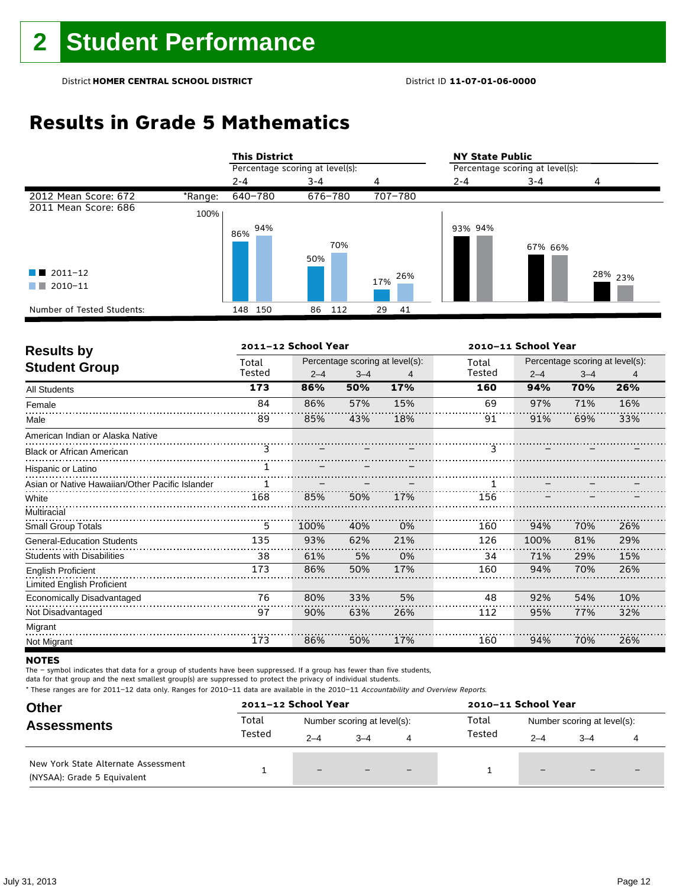# 2 Student Performance

District **HOMER CENTRAL SCHOOL DISTRICT** District ID **11-07-01-06-0000**

## Results in Grade 5 Mathematics

2012 Mean Score: 672
2011 Mean Score: 686

| | This District 2-4 | This District 3-4 | This District 4 | NY State Public 2-4 | NY State Public 3-4 | NY State Public 4 |
|---|---|---|---|---|---|---|
| *Range: | 640–780 | 676–780 | 707–780 | | | |
| 2011–12 | 86% | 50% | 17% | 93% | 67% | 28% |
| 2010–11 | 94% | 70% | 26% | 94% | 66% | 23% |
| Number of Tested Students (2011–12) | 148 | 86 | 29 | | | |
| Number of Tested Students (2010–11) | 150 | 112 | 41 | | | |

## Results by Student Group

| | 2011–12 School Year | | | | 2010–11 School Year | | | |
|---|---|---|---|---|---|---|---|---|
| | Total Tested | Percentage scoring at level(s): 2–4 | 3–4 | 4 | Total Tested | Percentage scoring at level(s): 2–4 | 3–4 | 4 |
| **All Students** | **173** | **86%** | **50%** | **17%** | **160** | **94%** | **70%** | **26%** |
| Female | 84 | 86% | 57% | 15% | 69 | 97% | 71% | 16% |
| Male | 89 | 85% | 43% | 18% | 91 | 91% | 69% | 33% |
| American Indian or Alaska Native | | | | | | | | |
| Black or African American | 3 | – | – | – | 3 | – | – | – |
| Hispanic or Latino | 1 | – | – | – | | | | |
| Asian or Native Hawaiian/Other Pacific Islander | 1 | – | – | – | 1 | – | – | – |
| White | 168 | 85% | 50% | 17% | 156 | – | – | – |
| Multiracial | | | | | | | | |
| Small Group Totals | 5 | 100% | 40% | 0% | 160 | 94% | 70% | 26% |
| General-Education Students | 135 | 93% | 62% | 21% | 126 | 100% | 81% | 29% |
| Students with Disabilities | 38 | 61% | 5% | 0% | 34 | 71% | 29% | 15% |
| English Proficient | 173 | 86% | 50% | 17% | 160 | 94% | 70% | 26% |
| Limited English Proficient | | | | | | | | |
| Economically Disadvantaged | 76 | 80% | 33% | 5% | 48 | 92% | 54% | 10% |
| Not Disadvantaged | 97 | 90% | 63% | 26% | 112 | 95% | 77% | 32% |
| Migrant | | | | | | | | |
| Not Migrant | 173 | 86% | 50% | 17% | 160 | 94% | 70% | 26% |

**NOTES**

The – symbol indicates that data for a group of students have been suppressed. If a group has fewer than five students, data for that group and the next smallest group(s) are suppressed to protect the privacy of individual students.

* These ranges are for 2011–12 data only. Ranges for 2010–11 data are available in the 2010–11 *Accountability and Overview Reports*.

## Other Assessments

| | 2011–12 School Year | | | | 2010–11 School Year | | | |
|---|---|---|---|---|---|---|---|---|
| | Total Tested | Number scoring at level(s): 2–4 | 3–4 | 4 | Total Tested | Number scoring at level(s): 2–4 | 3–4 | 4 |
| New York State Alternate Assessment (NYSAA): Grade 5 Equivalent | 1 | – | – | – | 1 | – | – | – |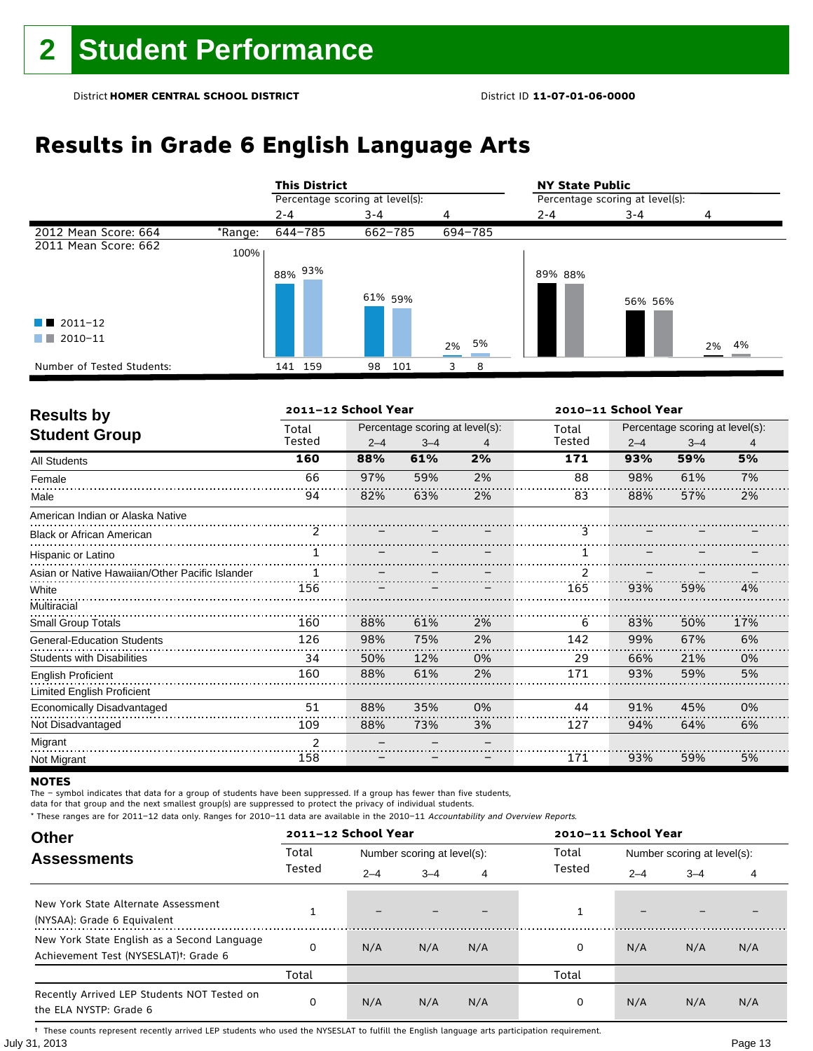# 2 Student Performance

District **HOMER CENTRAL SCHOOL DISTRICT** District ID **11-07-01-06-0000**

## Results in Grade 6 English Language Arts

| | | This District | | | NY State Public | | |
|---|---|---|---|---|---|---|---|
| | | Percentage scoring at level(s): | | | Percentage scoring at level(s): | | |
| | | 2-4 | 3-4 | 4 | 2-4 | 3-4 | 4 |
| 2012 Mean Score: 664 | *Range: | 644–785 | 662–785 | 694–785 | | | |
| 2011 Mean Score: 662 | | | | | | | |
| 2011–12 | | 88% | 61% | 2% | 89% | 56% | 2% |
| 2010–11 | | 93% | 59% | 5% | 88% | 56% | 4% |
| Number of Tested Students: 2011–12 | | 141 | 98 | 3 | | | |
| Number of Tested Students: 2010–11 | | 159 | 101 | 8 | | | |

| Results by Student Group | 2011–12 School Year | | | | 2010–11 School Year | | | |
|---|---|---|---|---|---|---|---|---|
| | Total Tested | Percentage scoring at level(s): 2–4 | 3–4 | 4 | Total Tested | Percentage scoring at level(s): 2–4 | 3–4 | 4 |
| **All Students** | **160** | **88%** | **61%** | **2%** | **171** | **93%** | **59%** | **5%** |
| Female | 66 | 97% | 59% | 2% | 88 | 98% | 61% | 7% |
| Male | 94 | 82% | 63% | 2% | 83 | 88% | 57% | 2% |
| American Indian or Alaska Native | | | | | | | | |
| Black or African American | 2 | – | – | – | 3 | – | – | – |
| Hispanic or Latino | 1 | – | – | – | 1 | – | – | – |
| Asian or Native Hawaiian/Other Pacific Islander | 1 | – | – | – | 2 | – | – | – |
| White | 156 | – | – | – | 165 | 93% | 59% | 4% |
| Multiracial | | | | | | | | |
| Small Group Totals | 160 | 88% | 61% | 2% | 6 | 83% | 50% | 17% |
| General-Education Students | 126 | 98% | 75% | 2% | 142 | 99% | 67% | 6% |
| Students with Disabilities | 34 | 50% | 12% | 0% | 29 | 66% | 21% | 0% |
| English Proficient | 160 | 88% | 61% | 2% | 171 | 93% | 59% | 5% |
| Limited English Proficient | | | | | | | | |
| Economically Disadvantaged | 51 | 88% | 35% | 0% | 44 | 91% | 45% | 0% |
| Not Disadvantaged | 109 | 88% | 73% | 3% | 127 | 94% | 64% | 6% |
| Migrant | 2 | – | – | – | | | | |
| Not Migrant | 158 | – | – | – | 171 | 93% | 59% | 5% |

**NOTES**

The – symbol indicates that data for a group of students have been suppressed. If a group has fewer than five students, data for that group and the next smallest group(s) are suppressed to protect the privacy of individual students.

* These ranges are for 2011–12 data only. Ranges for 2010–11 data are available in the 2010–11 *Accountability and Overview Reports.*

| Other Assessments | 2011–12 School Year | | | | 2010–11 School Year | | | |
|---|---|---|---|---|---|---|---|---|
| | Total Tested | Number scoring at level(s): 2–4 | 3–4 | 4 | Total Tested | Number scoring at level(s): 2–4 | 3–4 | 4 |
| New York State Alternate Assessment (NYSAA): Grade 6 Equivalent | 1 | – | – | – | 1 | – | – | – |
| New York State English as a Second Language Achievement Test (NYSESLAT)†: Grade 6 | 0 | N/A | N/A | N/A | 0 | N/A | N/A | N/A |
| | Total | | | | Total | | | |
| Recently Arrived LEP Students NOT Tested on the ELA NYSTP: Grade 6 | 0 | N/A | N/A | N/A | 0 | N/A | N/A | N/A |

† These counts represent recently arrived LEP students who used the NYSESLAT to fulfill the English language arts participation requirement.

July 31, 2013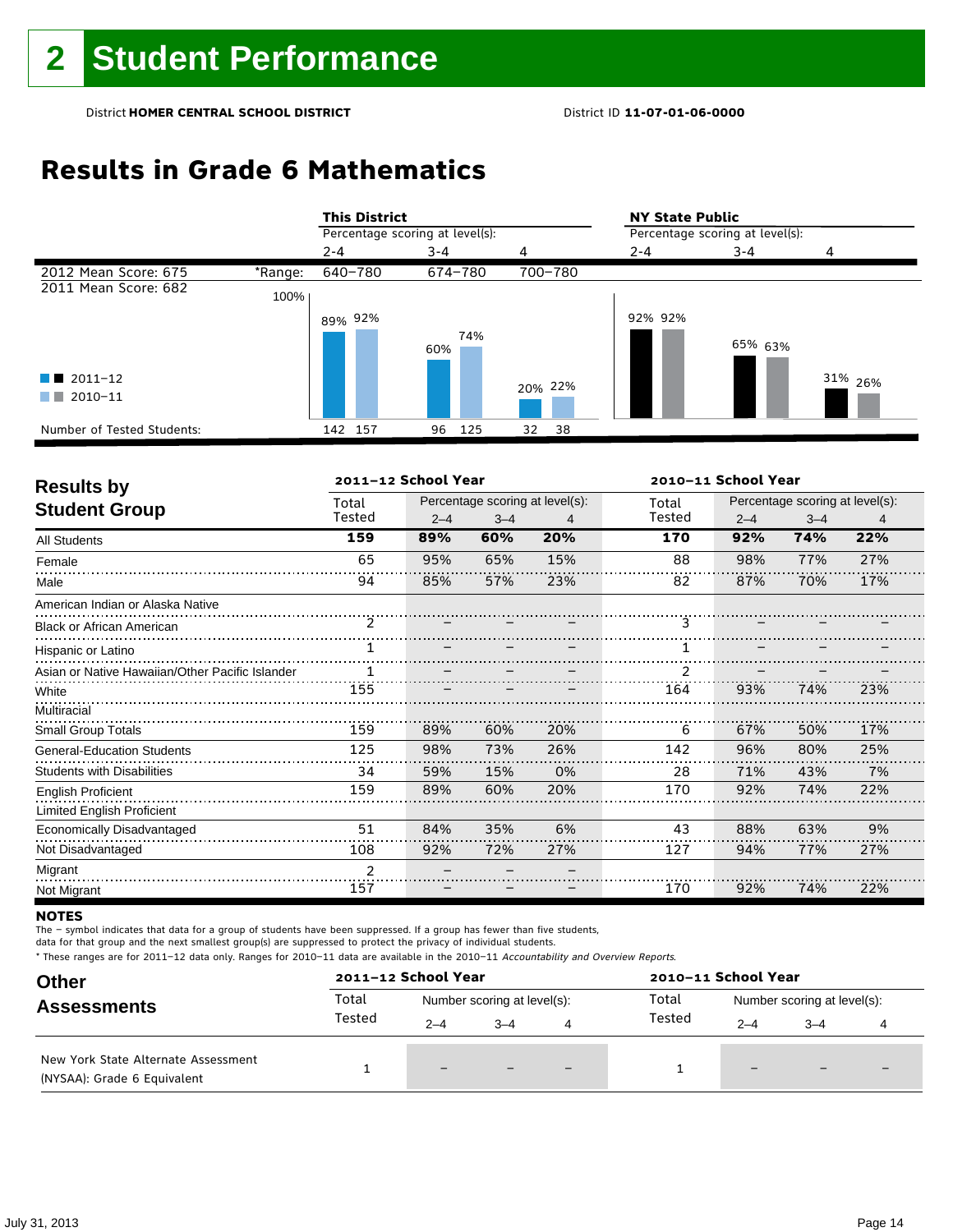# 2 Student Performance

District **HOMER CENTRAL SCHOOL DISTRICT** District ID **11-07-01-06-0000**

## Results in Grade 6 Mathematics

| | | This District | | | NY State Public | | |
|---|---|---|---|---|---|---|---|
| | | Percentage scoring at level(s): | | | Percentage scoring at level(s): | | |
| | | 2-4 | 3-4 | 4 | 2-4 | 3-4 | 4 |
| 2012 Mean Score: 675 | *Range: | 640–780 | 674–780 | 700–780 | | | |
| 2011 Mean Score: 682 | | | | | | | |
| 2011–12 | | 89% | 60% | 20% | 92% | 65% | 31% |
| 2010–11 | | 92% | 74% | 22% | 92% | 63% | 26% |
| Number of Tested Students: 2011–12 | | 142 | 96 | 32 | | | |
| Number of Tested Students: 2010–11 | | 157 | 125 | 38 | | | |

## Results by Student Group

| | 2011–12 School Year | | | | 2010–11 School Year | | | |
|---|---|---|---|---|---|---|---|---|
| | Total Tested | Percentage scoring at level(s): | | | Total Tested | Percentage scoring at level(s): | | |
| | | 2–4 | 3–4 | 4 | | 2–4 | 3–4 | 4 |
| **All Students** | **159** | **89%** | **60%** | **20%** | **170** | **92%** | **74%** | **22%** |
| Female | 65 | 95% | 65% | 15% | 88 | 98% | 77% | 27% |
| Male | 94 | 85% | 57% | 23% | 82 | 87% | 70% | 17% |
| American Indian or Alaska Native | | | | | | | | |
| Black or African American | 2 | – | – | – | 3 | – | – | – |
| Hispanic or Latino | 1 | – | – | – | 1 | – | – | – |
| Asian or Native Hawaiian/Other Pacific Islander | 1 | – | – | – | 2 | – | – | – |
| White | 155 | – | – | – | 164 | 93% | 74% | 23% |
| Multiracial | | | | | | | | |
| Small Group Totals | 159 | 89% | 60% | 20% | 6 | 67% | 50% | 17% |
| General-Education Students | 125 | 98% | 73% | 26% | 142 | 96% | 80% | 25% |
| Students with Disabilities | 34 | 59% | 15% | 0% | 28 | 71% | 43% | 7% |
| English Proficient | 159 | 89% | 60% | 20% | 170 | 92% | 74% | 22% |
| Limited English Proficient | | | | | | | | |
| Economically Disadvantaged | 51 | 84% | 35% | 6% | 43 | 88% | 63% | 9% |
| Not Disadvantaged | 108 | 92% | 72% | 27% | 127 | 94% | 77% | 27% |
| Migrant | 2 | – | – | – | | | | |
| Not Migrant | 157 | – | – | – | 170 | 92% | 74% | 22% |

**NOTES**

The – symbol indicates that data for a group of students have been suppressed. If a group has fewer than five students, data for that group and the next smallest group(s) are suppressed to protect the privacy of individual students.

* These ranges are for 2011–12 data only. Ranges for 2010–11 data are available in the 2010–11 *Accountability and Overview Reports*.

## Other Assessments

| | 2011–12 School Year | | | | 2010–11 School Year | | | |
|---|---|---|---|---|---|---|---|---|
| | Total Tested | Number scoring at level(s): | | | Total Tested | Number scoring at level(s): | | |
| | | 2–4 | 3–4 | 4 | | 2–4 | 3–4 | 4 |
| New York State Alternate Assessment (NYSAA): Grade 6 Equivalent | 1 | – | – | – | 1 | – | – | – |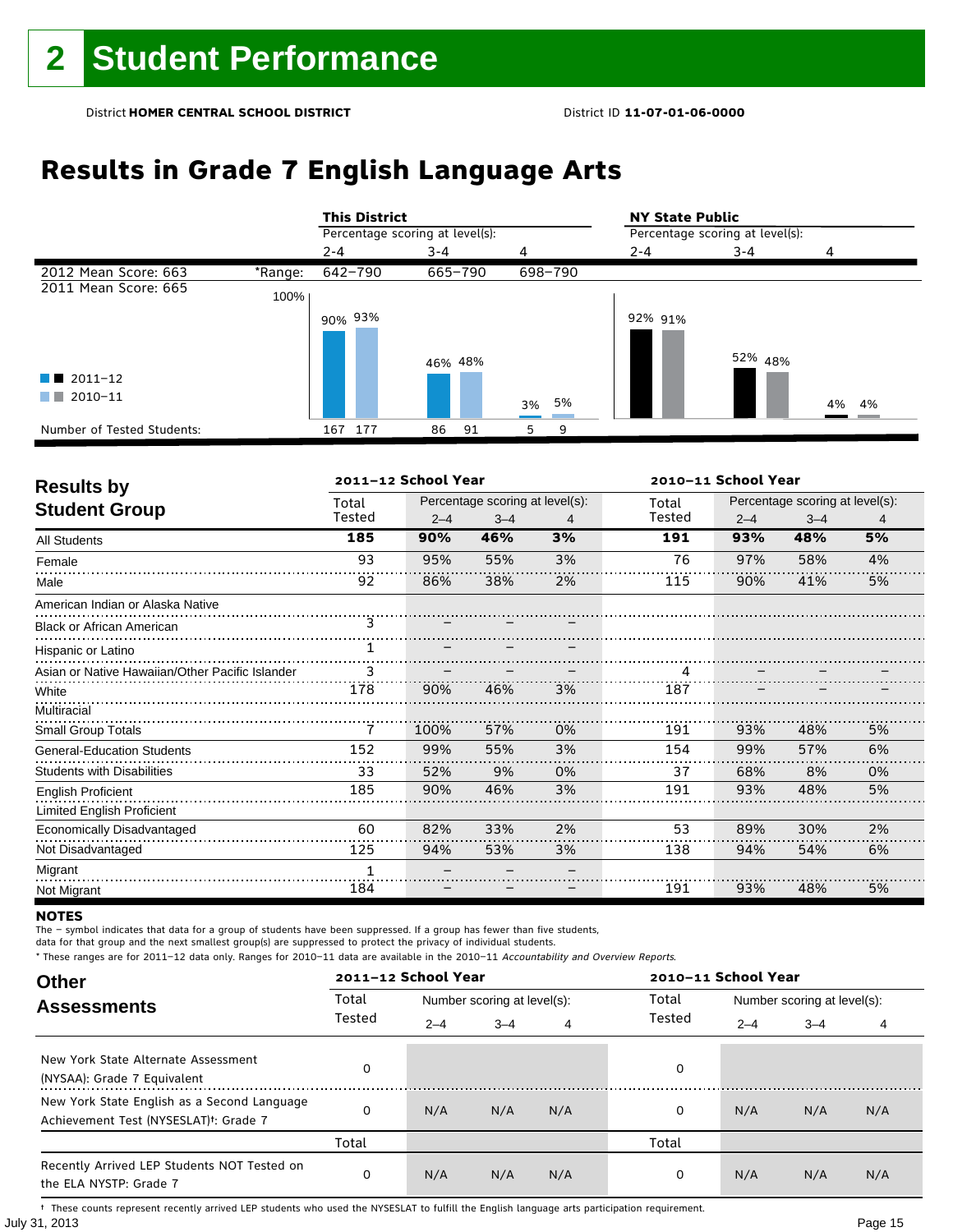# 2 Student Performance

District **HOMER CENTRAL SCHOOL DISTRICT** District ID **11-07-01-06-0000**

## Results in Grade 7 English Language Arts

| | | This District | | | NY State Public | | |
|---|---|---|---|---|---|---|---|
| | | Percentage scoring at level(s): | | | Percentage scoring at level(s): | | |
| | | 2-4 | 3-4 | 4 | 2-4 | 3-4 | 4 |
| 2012 Mean Score: 663 | *Range: | 642–790 | 665–790 | 698–790 | | | |
| 2011 Mean Score: 665 | | | | | | | |
| 2011–12 | | 90% | 46% | 3% | 92% | 52% | 4% |
| 2010–11 | | 93% | 48% | 5% | 91% | 48% | 4% |
| Number of Tested Students: 2011–12 | | 167 | 86 | 5 | | | |
| Number of Tested Students: 2010–11 | | 177 | 91 | 9 | | | |

## Results by Student Group

| | 2011–12 School Year | | | | 2010–11 School Year | | | |
|---|---|---|---|---|---|---|---|---|
| | Total Tested | Percentage scoring at level(s): 2–4 | 3–4 | 4 | Total Tested | Percentage scoring at level(s): 2–4 | 3–4 | 4 |
| **All Students** | **185** | **90%** | **46%** | **3%** | **191** | **93%** | **48%** | **5%** |
| Female | 93 | 95% | 55% | 3% | 76 | 97% | 58% | 4% |
| Male | 92 | 86% | 38% | 2% | 115 | 90% | 41% | 5% |
| American Indian or Alaska Native | | | | | | | | |
| Black or African American | 3 | – | – | – | | | | |
| Hispanic or Latino | 1 | – | – | – | | | | |
| Asian or Native Hawaiian/Other Pacific Islander | 3 | – | – | – | 4 | – | – | – |
| White | 178 | 90% | 46% | 3% | 187 | – | – | – |
| Multiracial | | | | | | | | |
| Small Group Totals | 7 | 100% | 57% | 0% | 191 | 93% | 48% | 5% |
| General-Education Students | 152 | 99% | 55% | 3% | 154 | 99% | 57% | 6% |
| Students with Disabilities | 33 | 52% | 9% | 0% | 37 | 68% | 8% | 0% |
| English Proficient | 185 | 90% | 46% | 3% | 191 | 93% | 48% | 5% |
| Limited English Proficient | | | | | | | | |
| Economically Disadvantaged | 60 | 82% | 33% | 2% | 53 | 89% | 30% | 2% |
| Not Disadvantaged | 125 | 94% | 53% | 3% | 138 | 94% | 54% | 6% |
| Migrant | 1 | – | – | – | | | | |
| Not Migrant | 184 | – | – | – | 191 | 93% | 48% | 5% |

**NOTES**

The – symbol indicates that data for a group of students have been suppressed. If a group has fewer than five students, data for that group and the next smallest group(s) are suppressed to protect the privacy of individual students.

\* These ranges are for 2011–12 data only. Ranges for 2010–11 data are available in the 2010–11 *Accountability and Overview Reports*.

## Other Assessments

| | 2011–12 School Year | | | | 2010–11 School Year | | | |
|---|---|---|---|---|---|---|---|---|
| | Total Tested | Number scoring at level(s): 2–4 | 3–4 | 4 | Total Tested | Number scoring at level(s): 2–4 | 3–4 | 4 |
| New York State Alternate Assessment (NYSAA): Grade 7 Equivalent | 0 | | | | 0 | | | |
| New York State English as a Second Language Achievement Test (NYSESLAT)†: Grade 7 | 0 | N/A | N/A | N/A | 0 | N/A | N/A | N/A |
| | Total | | | | Total | | | |
| Recently Arrived LEP Students NOT Tested on the ELA NYSTP: Grade 7 | 0 | N/A | N/A | N/A | 0 | N/A | N/A | N/A |

† These counts represent recently arrived LEP students who used the NYSESLAT to fulfill the English language arts participation requirement.

July 31, 2013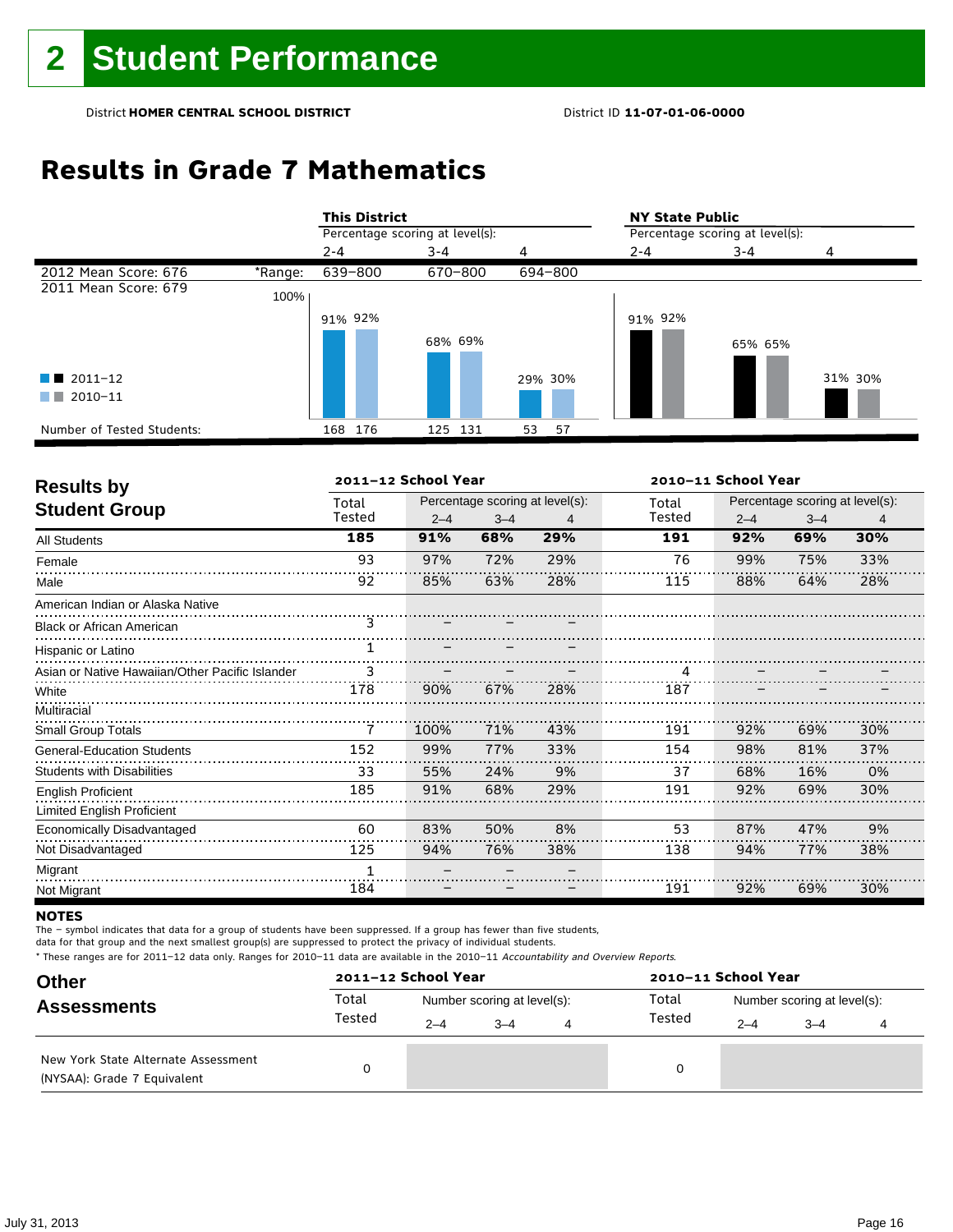# 2 Student Performance

District **HOMER CENTRAL SCHOOL DISTRICT** District ID **11-07-01-06-0000**

## Results in Grade 7 Mathematics

| | | This District | | | NY State Public | | |
|---|---|---|---|---|---|---|---|
| | | Percentage scoring at level(s): | | | Percentage scoring at level(s): | | |
| | | 2-4 | 3-4 | 4 | 2-4 | 3-4 | 4 |
| 2012 Mean Score: 676 | *Range: | 639–800 | 670–800 | 694–800 | | | |
| 2011 Mean Score: 679 | | | | | | | |
| 2011–12 | | 91% | 68% | 29% | 91% | 65% | 31% |
| 2010–11 | | 92% | 69% | 30% | 92% | 65% | 30% |
| Number of Tested Students: 2011–12 | | 168 | 125 | 53 | | | |
| Number of Tested Students: 2010–11 | | 176 | 131 | 57 | | | |

### Results by Student Group

| | 2011–12 School Year | | | | 2010–11 School Year | | | |
|---|---|---|---|---|---|---|---|---|
| | Total Tested | Percentage scoring at level(s): 2–4 | 3–4 | 4 | Total Tested | Percentage scoring at level(s): 2–4 | 3–4 | 4 |
| **All Students** | **185** | **91%** | **68%** | **29%** | **191** | **92%** | **69%** | **30%** |
| Female | 93 | 97% | 72% | 29% | 76 | 99% | 75% | 33% |
| Male | 92 | 85% | 63% | 28% | 115 | 88% | 64% | 28% |
| American Indian or Alaska Native | | | | | | | | |
| Black or African American | 3 | – | – | – | | | | |
| Hispanic or Latino | 1 | – | – | – | | | | |
| Asian or Native Hawaiian/Other Pacific Islander | 3 | – | – | – | 4 | – | – | – |
| White | 178 | 90% | 67% | 28% | 187 | – | – | – |
| Multiracial | | | | | | | | |
| Small Group Totals | 7 | 100% | 71% | 43% | 191 | 92% | 69% | 30% |
| General-Education Students | 152 | 99% | 77% | 33% | 154 | 98% | 81% | 37% |
| Students with Disabilities | 33 | 55% | 24% | 9% | 37 | 68% | 16% | 0% |
| English Proficient | 185 | 91% | 68% | 29% | 191 | 92% | 69% | 30% |
| Limited English Proficient | | | | | | | | |
| Economically Disadvantaged | 60 | 83% | 50% | 8% | 53 | 87% | 47% | 9% |
| Not Disadvantaged | 125 | 94% | 76% | 38% | 138 | 94% | 77% | 38% |
| Migrant | 1 | – | – | – | | | | |
| Not Migrant | 184 | – | – | – | 191 | 92% | 69% | 30% |

**NOTES**

The – symbol indicates that data for a group of students have been suppressed. If a group has fewer than five students, data for that group and the next smallest group(s) are suppressed to protect the privacy of individual students.

* These ranges are for 2011–12 data only. Ranges for 2010–11 data are available in the 2010–11 *Accountability and Overview Reports.*

### Other Assessments

| | 2011–12 School Year | | | | 2010–11 School Year | | | |
|---|---|---|---|---|---|---|---|---|
| | Total Tested | Number scoring at level(s): 2–4 | 3–4 | 4 | Total Tested | Number scoring at level(s): 2–4 | 3–4 | 4 |
| New York State Alternate Assessment (NYSAA): Grade 7 Equivalent | 0 | | | | 0 | | | |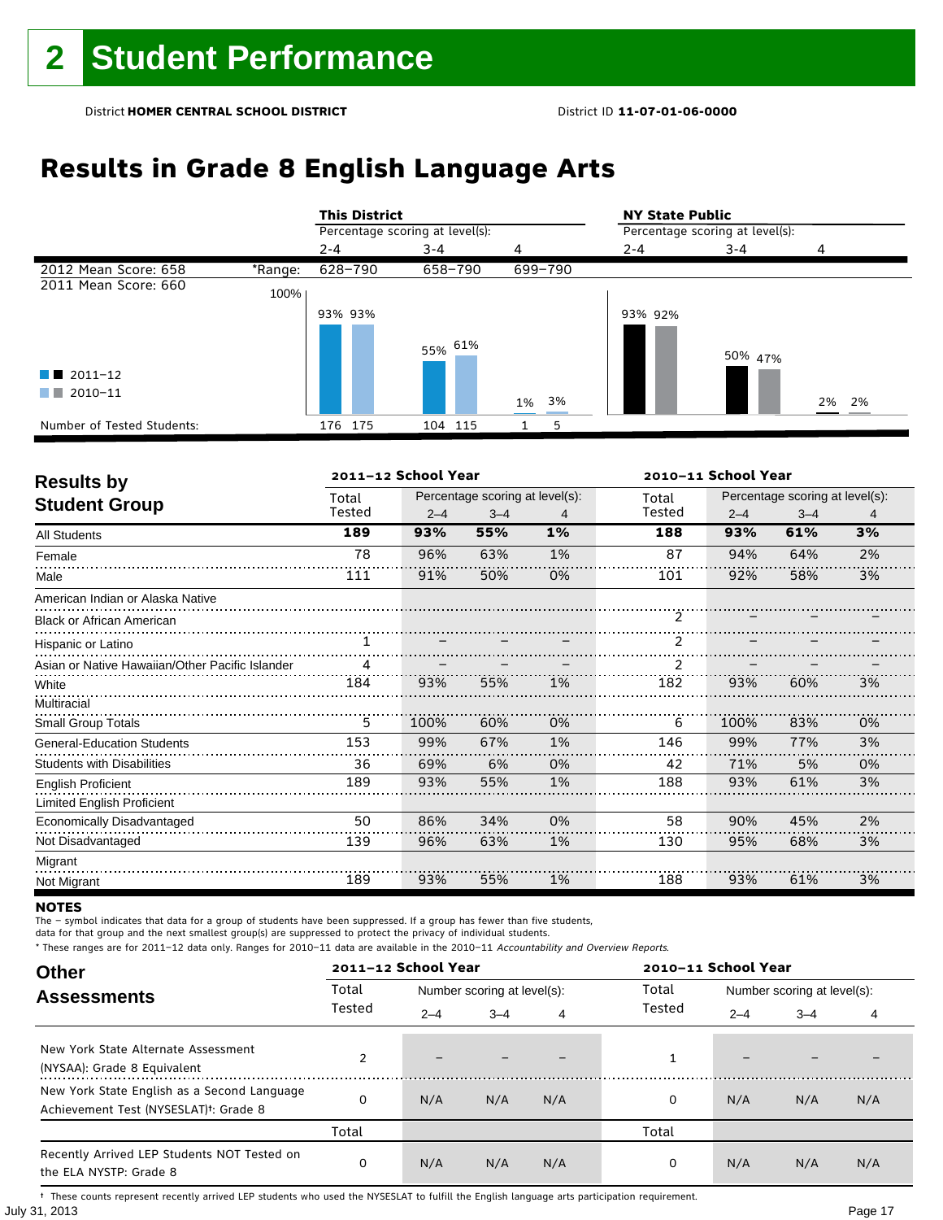# 2 Student Performance

District **HOMER CENTRAL SCHOOL DISTRICT** District ID **11-07-01-06-0000**

## Results in Grade 8 English Language Arts

| | | This District | | | NY State Public | | |
|---|---|---|---|---|---|---|---|
| | | Percentage scoring at level(s): | | | Percentage scoring at level(s): | | |
| | | 2-4 | 3-4 | 4 | 2-4 | 3-4 | 4 |
| 2012 Mean Score: 658 | *Range: | 628–790 | 658–790 | 699–790 | | | |
| 2011 Mean Score: 660 | | | | | | | |
| 2011–12 | | 93% | 55% | 1% | 93% | 50% | 2% |
| 2010–11 | | 93% | 61% | 3% | 92% | 47% | 2% |
| Number of Tested Students: 2011–12 | | 176 | 104 | 1 | | | |
| Number of Tested Students: 2010–11 | | 175 | 115 | 5 | | | |

### Results by Student Group

| | 2011–12 School Year | | | | 2010–11 School Year | | | |
|---|---|---|---|---|---|---|---|---|
| | Total Tested | Percentage scoring at level(s): 2–4 | 3–4 | 4 | Total Tested | Percentage scoring at level(s): 2–4 | 3–4 | 4 |
| **All Students** | **189** | **93%** | **55%** | **1%** | **188** | **93%** | **61%** | **3%** |
| Female | 78 | 96% | 63% | 1% | 87 | 94% | 64% | 2% |
| Male | 111 | 91% | 50% | 0% | 101 | 92% | 58% | 3% |
| American Indian or Alaska Native | | | | | | | | |
| Black or African American | | | | | 2 | – | – | – |
| Hispanic or Latino | 1 | – | – | – | 2 | – | – | – |
| Asian or Native Hawaiian/Other Pacific Islander | 4 | – | – | – | 2 | – | – | – |
| White | 184 | 93% | 55% | 1% | 182 | 93% | 60% | 3% |
| Multiracial | | | | | | | | |
| Small Group Totals | 5 | 100% | 60% | 0% | 6 | 100% | 83% | 0% |
| General-Education Students | 153 | 99% | 67% | 1% | 146 | 99% | 77% | 3% |
| Students with Disabilities | 36 | 69% | 6% | 0% | 42 | 71% | 5% | 0% |
| English Proficient | 189 | 93% | 55% | 1% | 188 | 93% | 61% | 3% |
| Limited English Proficient | | | | | | | | |
| Economically Disadvantaged | 50 | 86% | 34% | 0% | 58 | 90% | 45% | 2% |
| Not Disadvantaged | 139 | 96% | 63% | 1% | 130 | 95% | 68% | 3% |
| Migrant | | | | | | | | |
| Not Migrant | 189 | 93% | 55% | 1% | 188 | 93% | 61% | 3% |

**NOTES**

The – symbol indicates that data for a group of students have been suppressed. If a group has fewer than five students, data for that group and the next smallest group(s) are suppressed to protect the privacy of individual students.

* These ranges are for 2011–12 data only. Ranges for 2010–11 data are available in the 2010–11 *Accountability and Overview Reports.*

### Other Assessments

| | 2011–12 School Year | | | | 2010–11 School Year | | | |
|---|---|---|---|---|---|---|---|---|
| | Total Tested | Number scoring at level(s): 2–4 | 3–4 | 4 | Total Tested | Number scoring at level(s): 2–4 | 3–4 | 4 |
| New York State Alternate Assessment (NYSAA): Grade 8 Equivalent | 2 | – | – | – | 1 | – | – | – |
| New York State English as a Second Language Achievement Test (NYSESLAT)†: Grade 8 | 0 | N/A | N/A | N/A | 0 | N/A | N/A | N/A |
| | Total | | | | Total | | | |
| Recently Arrived LEP Students NOT Tested on the ELA NYSTP: Grade 8 | 0 | N/A | N/A | N/A | 0 | N/A | N/A | N/A |

† These counts represent recently arrived LEP students who used the NYSESLAT to fulfill the English language arts participation requirement.

July 31, 2013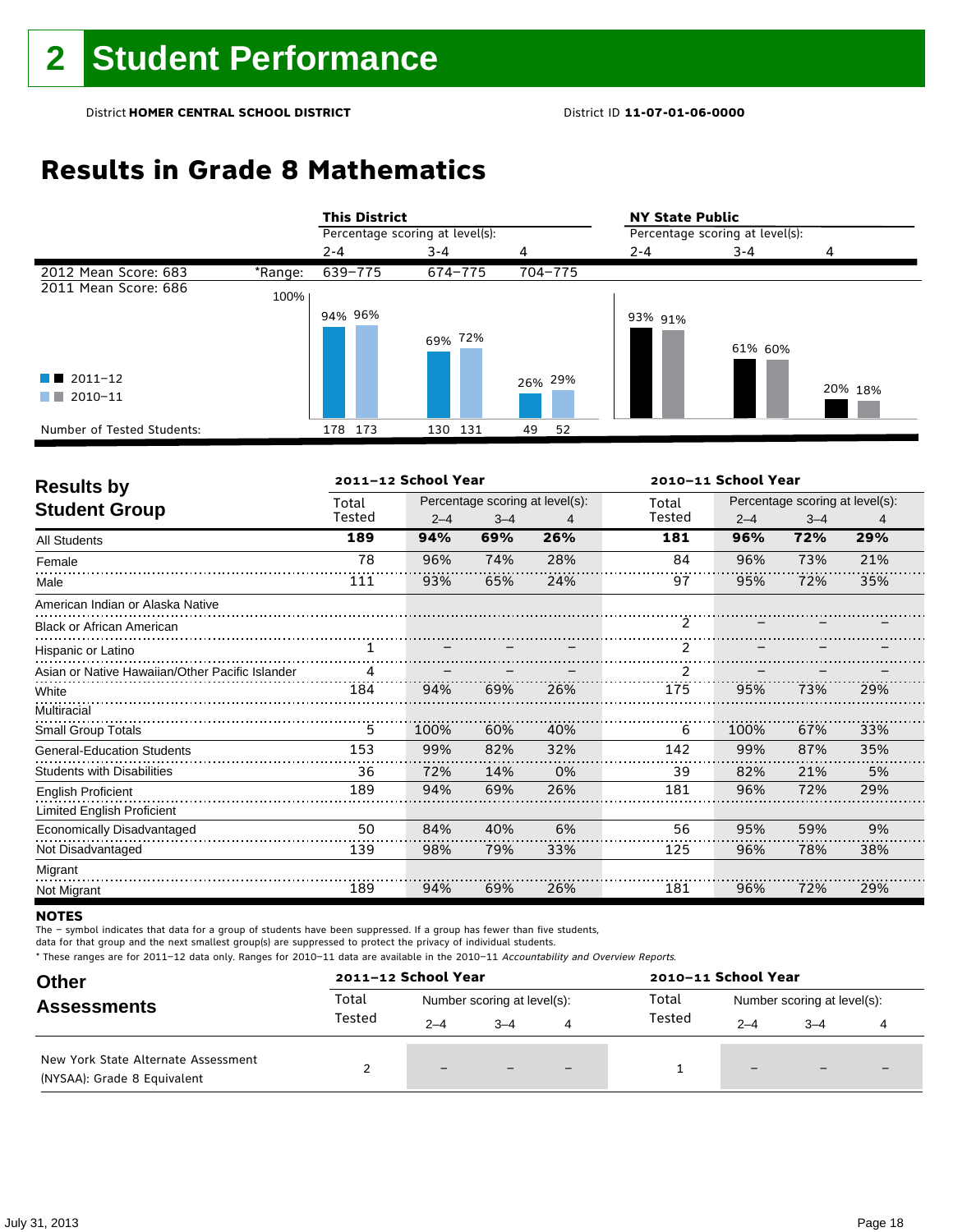# 2 Student Performance

District **HOMER CENTRAL SCHOOL DISTRICT** District ID **11-07-01-06-0000**

## Results in Grade 8 Mathematics

| | | This District | | | NY State Public | | |
|---|---|---|---|---|---|---|---|
| | | Percentage scoring at level(s): | | | Percentage scoring at level(s): | | |
| | | 2-4 | 3-4 | 4 | 2-4 | 3-4 | 4 |
| 2012 Mean Score: 683 | *Range: | 639–775 | 674–775 | 704–775 | | | |
| 2011 Mean Score: 686 | | | | | | | |
| 2011–12 | | 94% | 69% | 26% | 93% | 61% | 20% |
| 2010–11 | | 96% | 72% | 29% | 91% | 60% | 18% |
| Number of Tested Students: 2011–12 | | 178 | 130 | 49 | | | |
| Number of Tested Students: 2010–11 | | 173 | 131 | 52 | | | |

## Results by Student Group

| | 2011–12 School Year | | | | 2010–11 School Year | | | |
|---|---|---|---|---|---|---|---|---|
| | Total Tested | Percentage scoring at level(s): 2–4 | 3–4 | 4 | Total Tested | Percentage scoring at level(s): 2–4 | 3–4 | 4 |
| **All Students** | **189** | **94%** | **69%** | **26%** | **181** | **96%** | **72%** | **29%** |
| Female | 78 | 96% | 74% | 28% | 84 | 96% | 73% | 21% |
| Male | 111 | 93% | 65% | 24% | 97 | 95% | 72% | 35% |
| American Indian or Alaska Native | | | | | | | | |
| Black or African American | | | | | 2 | – | – | – |
| Hispanic or Latino | 1 | – | – | – | 2 | – | – | – |
| Asian or Native Hawaiian/Other Pacific Islander | 4 | – | – | – | 2 | – | – | – |
| White | 184 | 94% | 69% | 26% | 175 | 95% | 73% | 29% |
| Multiracial | | | | | | | | |
| Small Group Totals | 5 | 100% | 60% | 40% | 6 | 100% | 67% | 33% |
| General-Education Students | 153 | 99% | 82% | 32% | 142 | 99% | 87% | 35% |
| Students with Disabilities | 36 | 72% | 14% | 0% | 39 | 82% | 21% | 5% |
| English Proficient | 189 | 94% | 69% | 26% | 181 | 96% | 72% | 29% |
| Limited English Proficient | | | | | | | | |
| Economically Disadvantaged | 50 | 84% | 40% | 6% | 56 | 95% | 59% | 9% |
| Not Disadvantaged | 139 | 98% | 79% | 33% | 125 | 96% | 78% | 38% |
| Migrant | | | | | | | | |
| Not Migrant | 189 | 94% | 69% | 26% | 181 | 96% | 72% | 29% |

**NOTES**

The – symbol indicates that data for a group of students have been suppressed. If a group has fewer than five students, data for that group and the next smallest group(s) are suppressed to protect the privacy of individual students.

* These ranges are for 2011–12 data only. Ranges for 2010–11 data are available in the 2010–11 *Accountability and Overview Reports*.

## Other Assessments

| | 2011–12 School Year | | | | 2010–11 School Year | | | |
|---|---|---|---|---|---|---|---|---|
| | Total Tested | Number scoring at level(s): 2–4 | 3–4 | 4 | Total Tested | Number scoring at level(s): 2–4 | 3–4 | 4 |
| New York State Alternate Assessment (NYSAA): Grade 8 Equivalent | 2 | – | – | – | 1 | – | – | – |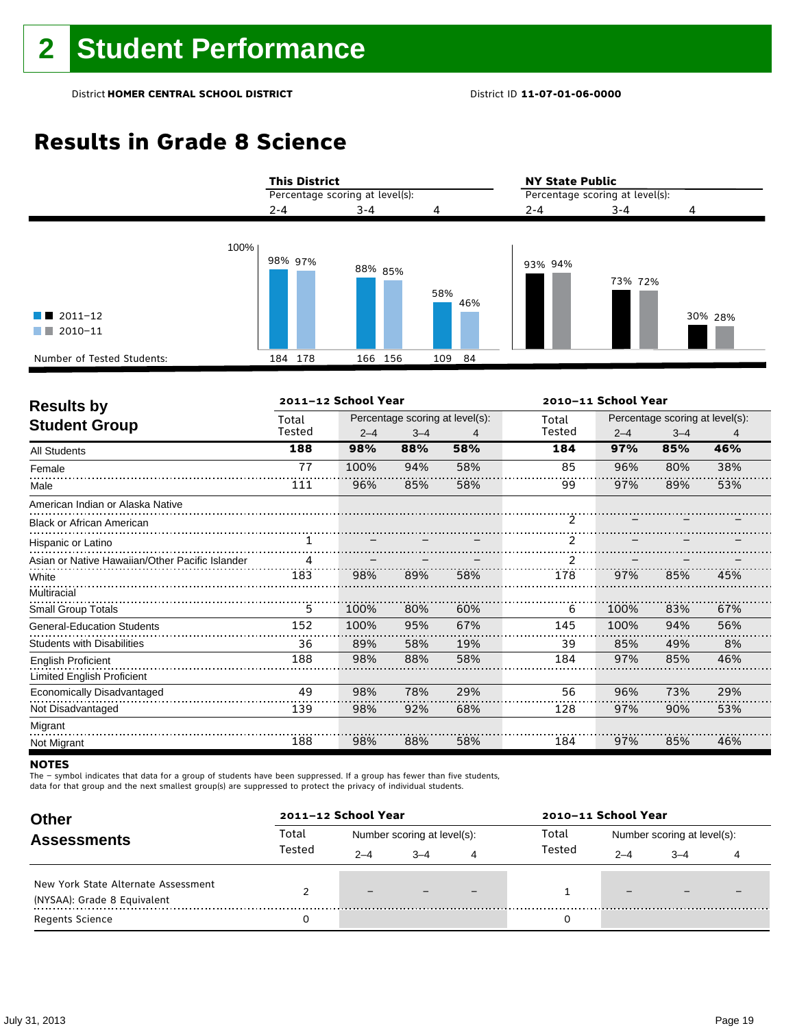# 2 Student Performance

District **HOMER CENTRAL SCHOOL DISTRICT** District ID **11-07-01-06-0000**

## Results in Grade 8 Science

| | This District 2–4 | | This District 3–4 | | This District 4 | | NY State Public 2–4 | | NY State Public 3–4 | | NY State Public 4 | |
|---|---|---|---|---|---|---|---|---|---|---|---|---|
| | 2011–12 | 2010–11 | 2011–12 | 2010–11 | 2011–12 | 2010–11 | 2011–12 | 2010–11 | 2011–12 | 2010–11 | 2011–12 | 2010–11 |
| Percentage scoring at level(s) | 98% | 97% | 88% | 85% | 58% | 46% | 93% | 94% | 73% | 72% | 30% | 28% |
| Number of Tested Students: | 184 | 178 | 166 | 156 | 109 | 84 | | | | | | |

### Results by Student Group

| | 2011–12 School Year | | | | 2010–11 School Year | | | |
|---|---|---|---|---|---|---|---|---|
| | Total Tested | Percentage scoring at level(s): 2–4 | 3–4 | 4 | Total Tested | Percentage scoring at level(s): 2–4 | 3–4 | 4 |
| **All Students** | **188** | **98%** | **88%** | **58%** | **184** | **97%** | **85%** | **46%** |
| Female | 77 | 100% | 94% | 58% | 85 | 96% | 80% | 38% |
| Male | 111 | 96% | 85% | 58% | 99 | 97% | 89% | 53% |
| American Indian or Alaska Native | | | | | | | | |
| Black or African American | | | | | 2 | – | – | – |
| Hispanic or Latino | 1 | – | – | – | 2 | – | – | – |
| Asian or Native Hawaiian/Other Pacific Islander | 4 | – | – | – | 2 | – | – | – |
| White | 183 | 98% | 89% | 58% | 178 | 97% | 85% | 45% |
| Multiracial | | | | | | | | |
| Small Group Totals | 5 | 100% | 80% | 60% | 6 | 100% | 83% | 67% |
| General-Education Students | 152 | 100% | 95% | 67% | 145 | 100% | 94% | 56% |
| Students with Disabilities | 36 | 89% | 58% | 19% | 39 | 85% | 49% | 8% |
| English Proficient | 188 | 98% | 88% | 58% | 184 | 97% | 85% | 46% |
| Limited English Proficient | | | | | | | | |
| Economically Disadvantaged | 49 | 98% | 78% | 29% | 56 | 96% | 73% | 29% |
| Not Disadvantaged | 139 | 98% | 92% | 68% | 128 | 97% | 90% | 53% |
| Migrant | | | | | | | | |
| Not Migrant | 188 | 98% | 88% | 58% | 184 | 97% | 85% | 46% |

**NOTES**

The – symbol indicates that data for a group of students have been suppressed. If a group has fewer than five students, data for that group and the next smallest group(s) are suppressed to protect the privacy of individual students.

### Other Assessments

| | 2011–12 School Year | | | | 2010–11 School Year | | | |
|---|---|---|---|---|---|---|---|---|
| | Total Tested | Number scoring at level(s): 2–4 | 3–4 | 4 | Total Tested | Number scoring at level(s): 2–4 | 3–4 | 4 |
| New York State Alternate Assessment (NYSAA): Grade 8 Equivalent | 2 | – | – | – | 1 | – | – | – |
| Regents Science | 0 | | | | 0 | | | |

July 31, 2013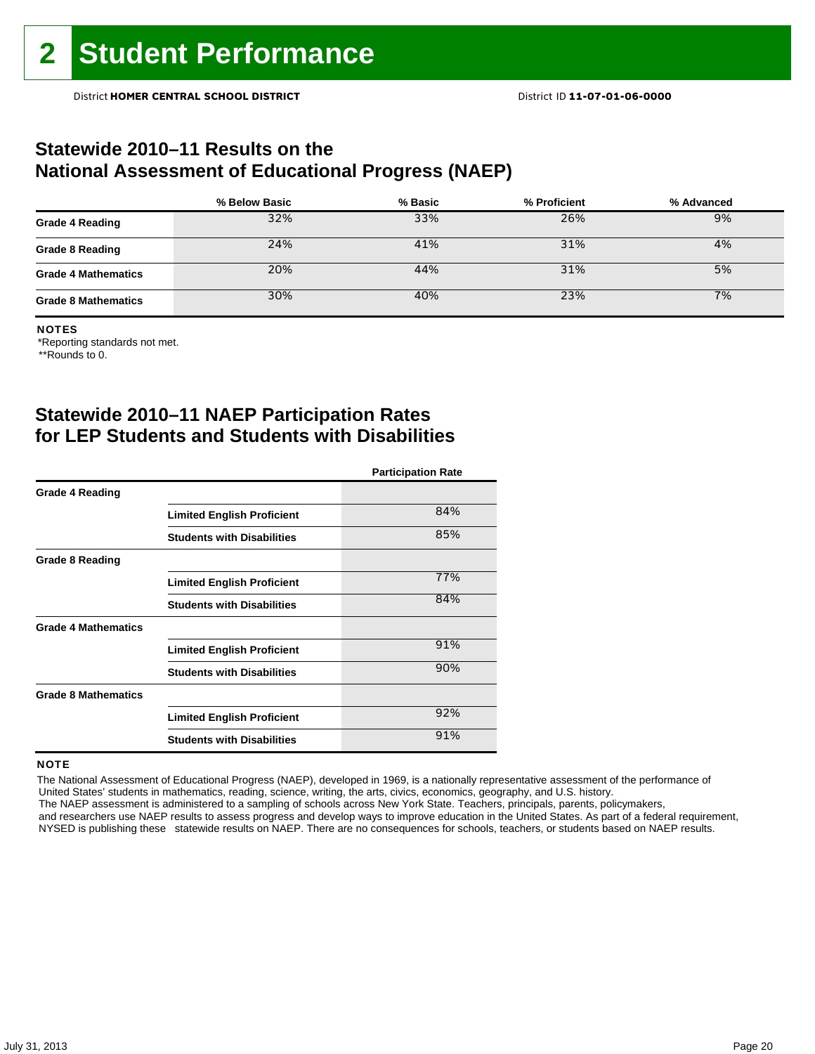# 2 Student Performance

District **HOMER CENTRAL SCHOOL DISTRICT** District ID **11-07-01-06-0000**

## Statewide 2010–11 Results on the National Assessment of Educational Progress (NAEP)

| | % Below Basic | % Basic | % Proficient | % Advanced |
|---|---|---|---|---|
| **Grade 4 Reading** | 32% | 33% | 26% | 9% |
| **Grade 8 Reading** | 24% | 41% | 31% | 4% |
| **Grade 4 Mathematics** | 20% | 44% | 31% | 5% |
| **Grade 8 Mathematics** | 30% | 40% | 23% | 7% |

**NOTES**

*Reporting standards not met.

**Rounds to 0.

## Statewide 2010–11 NAEP Participation Rates for LEP Students and Students with Disabilities

| | | Participation Rate |
|---|---|---|
| **Grade 4 Reading** | | |
| | **Limited English Proficient** | 84% |
| | **Students with Disabilities** | 85% |
| **Grade 8 Reading** | | |
| | **Limited English Proficient** | 77% |
| | **Students with Disabilities** | 84% |
| **Grade 4 Mathematics** | | |
| | **Limited English Proficient** | 91% |
| | **Students with Disabilities** | 90% |
| **Grade 8 Mathematics** | | |
| | **Limited English Proficient** | 92% |
| | **Students with Disabilities** | 91% |

**NOTE**

The National Assessment of Educational Progress (NAEP), developed in 1969, is a nationally representative assessment of the performance of United States' students in mathematics, reading, science, writing, the arts, civics, economics, geography, and U.S. history. The NAEP assessment is administered to a sampling of schools across New York State. Teachers, principals, parents, policymakers, and researchers use NAEP results to assess progress and develop ways to improve education in the United States. As part of a federal requirement, NYSED is publishing these statewide results on NAEP. There are no consequences for schools, teachers, or students based on NAEP results.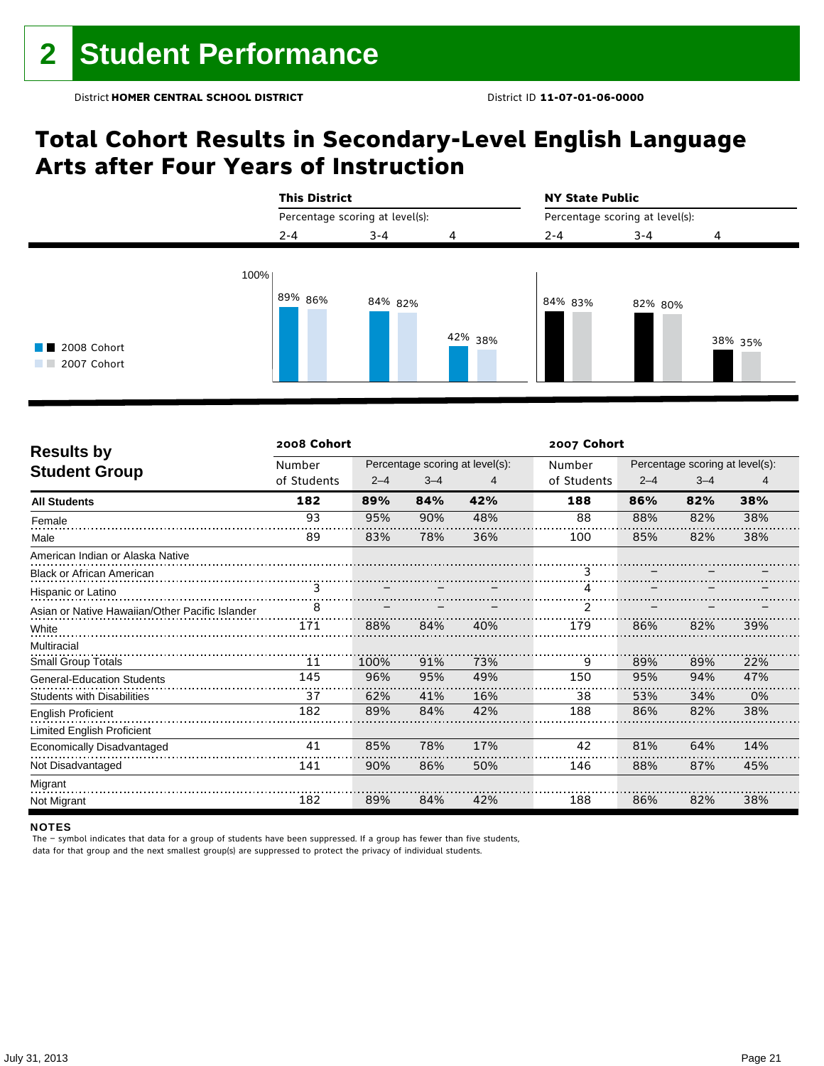# 2 Student Performance

District **HOMER CENTRAL SCHOOL DISTRICT** District ID **11-07-01-06-0000**

## Total Cohort Results in Secondary-Level English Language Arts after Four Years of Instruction

| | This District | | | NY State Public | | |
|---|---|---|---|---|---|---|
| Percentage scoring at level(s): | 2-4 | 3-4 | 4 | 2-4 | 3-4 | 4 |
| 2008 Cohort | 89% | 84% | 42% | 84% | 82% | 38% |
| 2007 Cohort | 86% | 82% | 38% | 83% | 80% | 35% |

| Results by Student Group | 2008 Cohort Number of Students | 2008 Cohort 2–4 | 2008 Cohort 3–4 | 2008 Cohort 4 | 2007 Cohort Number of Students | 2007 Cohort 2–4 | 2007 Cohort 3–4 | 2007 Cohort 4 |
|---|---|---|---|---|---|---|---|---|
| **All Students** | **182** | **89%** | **84%** | **42%** | **188** | **86%** | **82%** | **38%** |
| Female | 93 | 95% | 90% | 48% | 88 | 88% | 82% | 38% |
| Male | 89 | 83% | 78% | 36% | 100 | 85% | 82% | 38% |
| American Indian or Alaska Native | | | | | | | | |
| Black or African American | | | | | 3 | – | – | – |
| Hispanic or Latino | 3 | – | – | – | 4 | – | – | – |
| Asian or Native Hawaiian/Other Pacific Islander | 8 | – | – | – | 2 | – | – | – |
| White | 171 | 88% | 84% | 40% | 179 | 86% | 82% | 39% |
| Multiracial | | | | | | | | |
| Small Group Totals | 11 | 100% | 91% | 73% | 9 | 89% | 89% | 22% |
| General-Education Students | 145 | 96% | 95% | 49% | 150 | 95% | 94% | 47% |
| Students with Disabilities | 37 | 62% | 41% | 16% | 38 | 53% | 34% | 0% |
| English Proficient | 182 | 89% | 84% | 42% | 188 | 86% | 82% | 38% |
| Limited English Proficient | | | | | | | | |
| Economically Disadvantaged | 41 | 85% | 78% | 17% | 42 | 81% | 64% | 14% |
| Not Disadvantaged | 141 | 90% | 86% | 50% | 146 | 88% | 87% | 45% |
| Migrant | | | | | | | | |
| Not Migrant | 182 | 89% | 84% | 42% | 188 | 86% | 82% | 38% |

**NOTES**

The – symbol indicates that data for a group of students have been suppressed. If a group has fewer than five students, data for that group and the next smallest group(s) are suppressed to protect the privacy of individual students.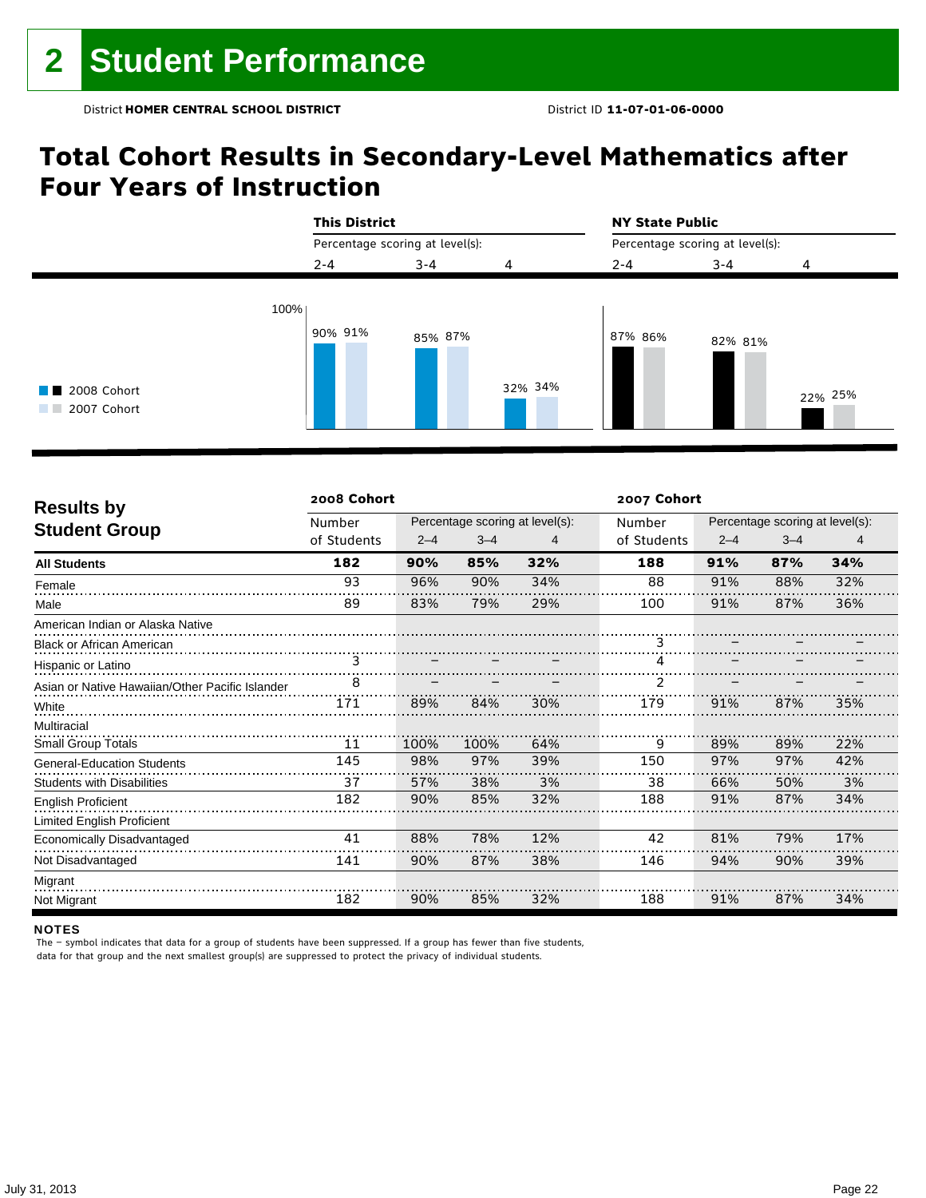# 2 Student Performance

District **HOMER CENTRAL SCHOOL DISTRICT** District ID **11-07-01-06-0000**

## Total Cohort Results in Secondary-Level Mathematics after Four Years of Instruction

| | This District | | | NY State Public | | |
|---|---|---|---|---|---|---|
| | Percentage scoring at level(s): | | | Percentage scoring at level(s): | | |
| | 2-4 | 3-4 | 4 | 2-4 | 3-4 | 4 |
| 2008 Cohort | 90% | 85% | 32% | 87% | 82% | 22% |
| 2007 Cohort | 91% | 87% | 34% | 86% | 81% | 25% |

| Results by Student Group | 2008 Cohort | | | | 2007 Cohort | | | |
|---|---|---|---|---|---|---|---|---|
| | Number of Students | Percentage scoring at level(s): 2–4 | 3–4 | 4 | Number of Students | Percentage scoring at level(s): 2–4 | 3–4 | 4 |
| **All Students** | **182** | **90%** | **85%** | **32%** | **188** | **91%** | **87%** | **34%** |
| Female | 93 | 96% | 90% | 34% | 88 | 91% | 88% | 32% |
| Male | 89 | 83% | 79% | 29% | 100 | 91% | 87% | 36% |
| American Indian or Alaska Native | | | | | | | | |
| Black or African American | | | | | 3 | – | – | – |
| Hispanic or Latino | 3 | – | – | – | 4 | – | – | – |
| Asian or Native Hawaiian/Other Pacific Islander | 8 | – | – | – | 2 | – | – | – |
| White | 171 | 89% | 84% | 30% | 179 | 91% | 87% | 35% |
| Multiracial | | | | | | | | |
| Small Group Totals | 11 | 100% | 100% | 64% | 9 | 89% | 89% | 22% |
| General-Education Students | 145 | 98% | 97% | 39% | 150 | 97% | 97% | 42% |
| Students with Disabilities | 37 | 57% | 38% | 3% | 38 | 66% | 50% | 3% |
| English Proficient | 182 | 90% | 85% | 32% | 188 | 91% | 87% | 34% |
| Limited English Proficient | | | | | | | | |
| Economically Disadvantaged | 41 | 88% | 78% | 12% | 42 | 81% | 79% | 17% |
| Not Disadvantaged | 141 | 90% | 87% | 38% | 146 | 94% | 90% | 39% |
| Migrant | | | | | | | | |
| Not Migrant | 182 | 90% | 85% | 32% | 188 | 91% | 87% | 34% |

**NOTES**

The – symbol indicates that data for a group of students have been suppressed. If a group has fewer than five students, data for that group and the next smallest group(s) are suppressed to protect the privacy of individual students.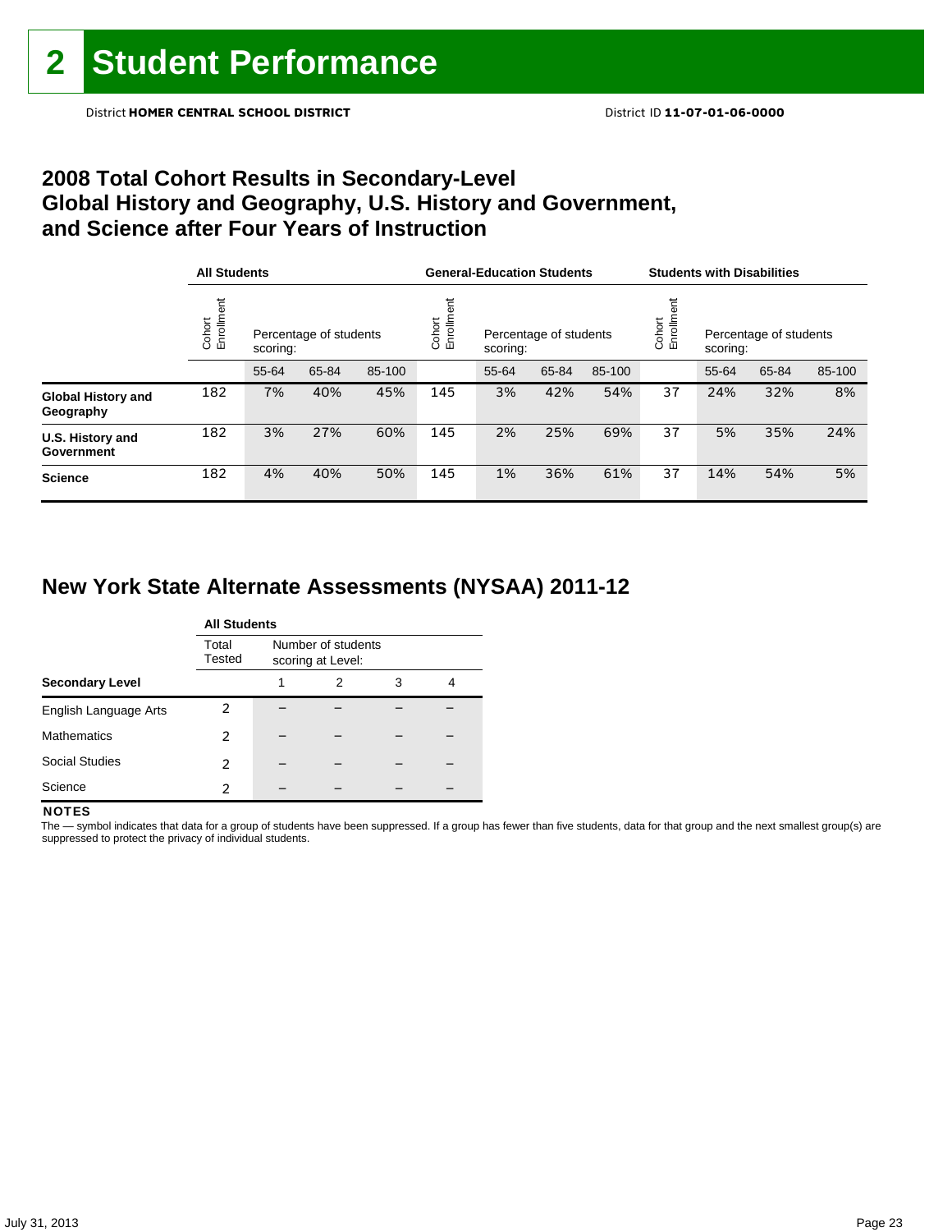# 2 Student Performance

District **HOMER CENTRAL SCHOOL DISTRICT** District ID **11-07-01-06-0000**

## 2008 Total Cohort Results in Secondary-Level Global History and Geography, U.S. History and Government, and Science after Four Years of Instruction

| | All Students | | | | General-Education Students | | | | Students with Disabilities | | | |
|---|---|---|---|---|---|---|---|---|---|---|---|---|
| | Cohort Enrollment | Percentage of students scoring: | | | Cohort Enrollment | Percentage of students scoring: | | | Cohort Enrollment | Percentage of students scoring: | | |
| | | 55-64 | 65-84 | 85-100 | | 55-64 | 65-84 | 85-100 | | 55-64 | 65-84 | 85-100 |
| **Global History and Geography** | 182 | 7% | 40% | 45% | 145 | 3% | 42% | 54% | 37 | 24% | 32% | 8% |
| **U.S. History and Government** | 182 | 3% | 27% | 60% | 145 | 2% | 25% | 69% | 37 | 5% | 35% | 24% |
| **Science** | 182 | 4% | 40% | 50% | 145 | 1% | 36% | 61% | 37 | 14% | 54% | 5% |

## New York State Alternate Assessments (NYSAA) 2011-12

| | All Students | | | | |
|---|---|---|---|---|---|
| | Total Tested | Number of students scoring at Level: | | | |
| **Secondary Level** | | 1 | 2 | 3 | 4 |
| English Language Arts | 2 | – | – | – | – |
| Mathematics | 2 | – | – | – | – |
| Social Studies | 2 | – | – | – | – |
| Science | 2 | – | – | – | – |

**NOTES**

The — symbol indicates that data for a group of students have been suppressed. If a group has fewer than five students, data for that group and the next smallest group(s) are suppressed to protect the privacy of individual students.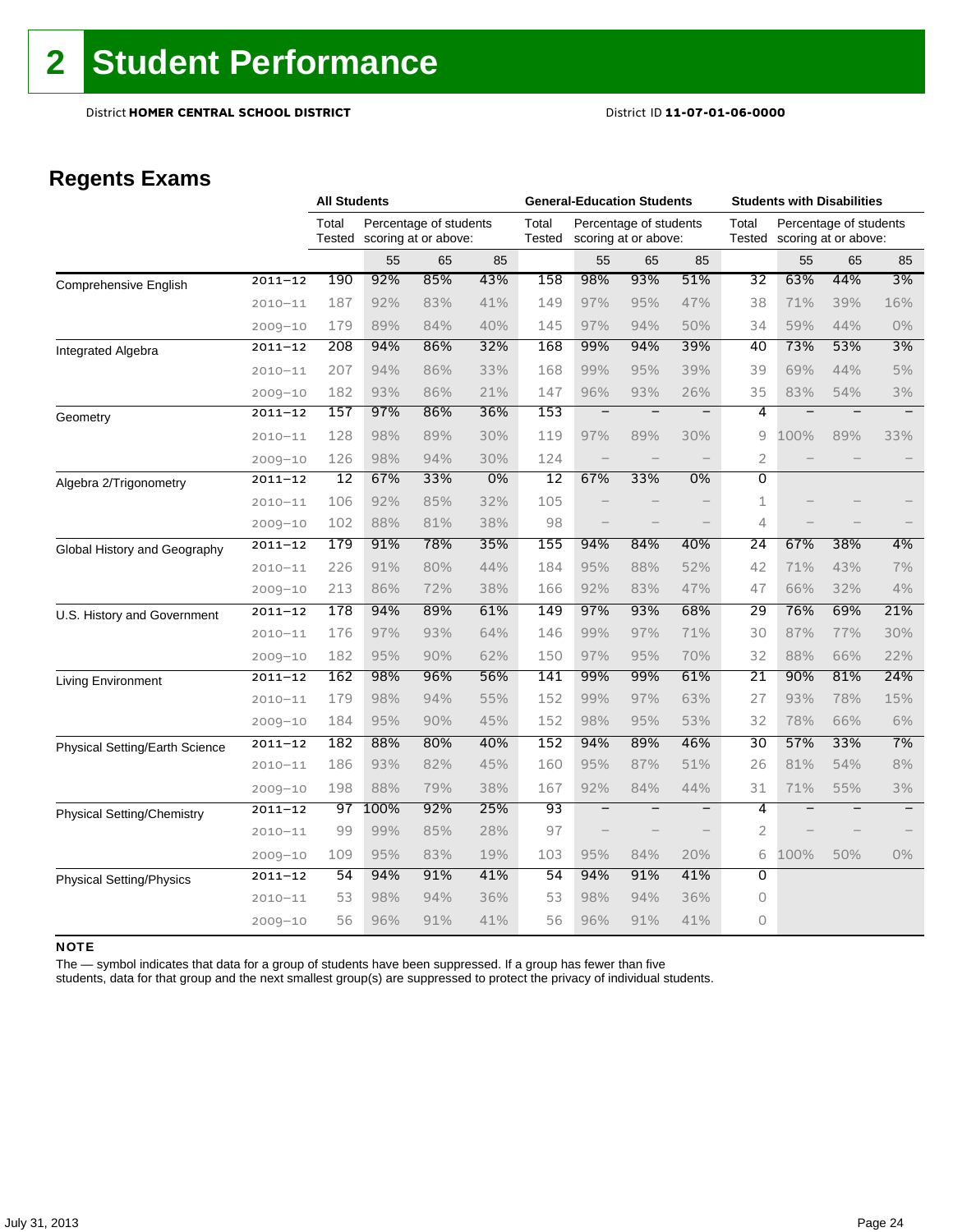# 2 Student Performance

District **HOMER CENTRAL SCHOOL DISTRICT** District ID **11-07-01-06-0000**

## Regents Exams

| | | All Students | | | | General-Education Students | | | | Students with Disabilities | | | |
|---|---|---|---|---|---|---|---|---|---|---|---|---|---|
| | | Total Tested | Percentage of students scoring at or above: | | | Total Tested | Percentage of students scoring at or above: | | | Total Tested | Percentage of students scoring at or above: | | |
| | | | 55 | 65 | 85 | | 55 | 65 | 85 | | 55 | 65 | 85 |
| Comprehensive English | 2011–12 | 190 | 92% | 85% | 43% | 158 | 98% | 93% | 51% | 32 | 63% | 44% | 3% |
| | 2010–11 | 187 | 92% | 83% | 41% | 149 | 97% | 95% | 47% | 38 | 71% | 39% | 16% |
| | 2009–10 | 179 | 89% | 84% | 40% | 145 | 97% | 94% | 50% | 34 | 59% | 44% | 0% |
| Integrated Algebra | 2011–12 | 208 | 94% | 86% | 32% | 168 | 99% | 94% | 39% | 40 | 73% | 53% | 3% |
| | 2010–11 | 207 | 94% | 86% | 33% | 168 | 99% | 95% | 39% | 39 | 69% | 44% | 5% |
| | 2009–10 | 182 | 93% | 86% | 21% | 147 | 96% | 93% | 26% | 35 | 83% | 54% | 3% |
| Geometry | 2011–12 | 157 | 97% | 86% | 36% | 153 | — | — | — | 4 | — | — | — |
| | 2010–11 | 128 | 98% | 89% | 30% | 119 | 97% | 89% | 30% | 9 | 100% | 89% | 33% |
| | 2009–10 | 126 | 98% | 94% | 30% | 124 | — | — | — | 2 | — | — | — |
| Algebra 2/Trigonometry | 2011–12 | 12 | 67% | 33% | 0% | 12 | 67% | 33% | 0% | 0 | | | |
| | 2010–11 | 106 | 92% | 85% | 32% | 105 | — | — | — | 1 | — | — | — |
| | 2009–10 | 102 | 88% | 81% | 38% | 98 | — | — | — | 4 | — | — | — |
| Global History and Geography | 2011–12 | 179 | 91% | 78% | 35% | 155 | 94% | 84% | 40% | 24 | 67% | 38% | 4% |
| | 2010–11 | 226 | 91% | 80% | 44% | 184 | 95% | 88% | 52% | 42 | 71% | 43% | 7% |
| | 2009–10 | 213 | 86% | 72% | 38% | 166 | 92% | 83% | 47% | 47 | 66% | 32% | 4% |
| U.S. History and Government | 2011–12 | 178 | 94% | 89% | 61% | 149 | 97% | 93% | 68% | 29 | 76% | 69% | 21% |
| | 2010–11 | 176 | 97% | 93% | 64% | 146 | 99% | 97% | 71% | 30 | 87% | 77% | 30% |
| | 2009–10 | 182 | 95% | 90% | 62% | 150 | 97% | 95% | 70% | 32 | 88% | 66% | 22% |
| Living Environment | 2011–12 | 162 | 98% | 96% | 56% | 141 | 99% | 99% | 61% | 21 | 90% | 81% | 24% |
| | 2010–11 | 179 | 98% | 94% | 55% | 152 | 99% | 97% | 63% | 27 | 93% | 78% | 15% |
| | 2009–10 | 184 | 95% | 90% | 45% | 152 | 98% | 95% | 53% | 32 | 78% | 66% | 6% |
| Physical Setting/Earth Science | 2011–12 | 182 | 88% | 80% | 40% | 152 | 94% | 89% | 46% | 30 | 57% | 33% | 7% |
| | 2010–11 | 186 | 93% | 82% | 45% | 160 | 95% | 87% | 51% | 26 | 81% | 54% | 8% |
| | 2009–10 | 198 | 88% | 79% | 38% | 167 | 92% | 84% | 44% | 31 | 71% | 55% | 3% |
| Physical Setting/Chemistry | 2011–12 | 97 | 100% | 92% | 25% | 93 | — | — | — | 4 | — | — | — |
| | 2010–11 | 99 | 99% | 85% | 28% | 97 | — | — | — | 2 | — | — | — |
| | 2009–10 | 109 | 95% | 83% | 19% | 103 | 95% | 84% | 20% | 6 | 100% | 50% | 0% |
| Physical Setting/Physics | 2011–12 | 54 | 94% | 91% | 41% | 54 | 94% | 91% | 41% | 0 | | | |
| | 2010–11 | 53 | 98% | 94% | 36% | 53 | 98% | 94% | 36% | 0 | | | |
| | 2009–10 | 56 | 96% | 91% | 41% | 56 | 96% | 91% | 41% | 0 | | | |

**NOTE**

The — symbol indicates that data for a group of students have been suppressed. If a group has fewer than five students, data for that group and the next smallest group(s) are suppressed to protect the privacy of individual students.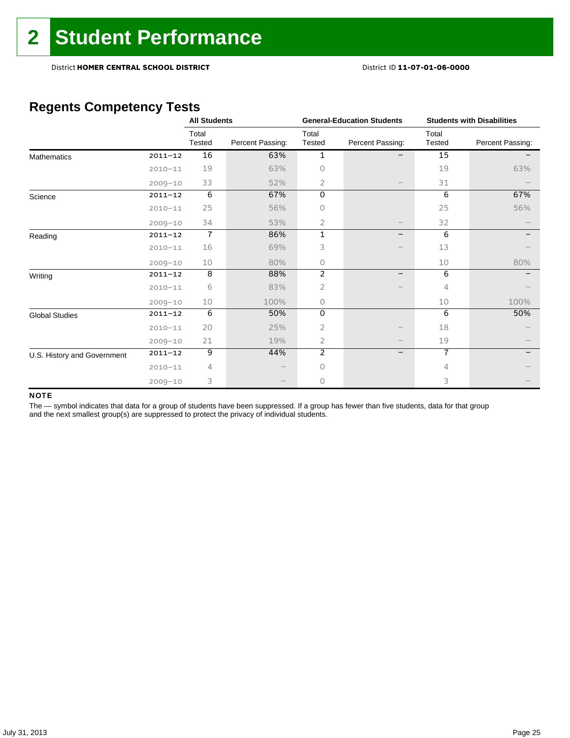# 2 Student Performance

District **HOMER CENTRAL SCHOOL DISTRICT** District ID **11-07-01-06-0000**

## Regents Competency Tests

| | | All Students | | General-Education Students | | Students with Disabilities | |
|---|---|---|---|---|---|---|---|
| | | Total Tested | Percent Passing: | Total Tested | Percent Passing: | Total Tested | Percent Passing: |
| Mathematics | 2011–12 | 16 | 63% | 1 | – | 15 | – |
| | 2010–11 | 19 | 63% | 0 | | 19 | 63% |
| | 2009–10 | 33 | 52% | 2 | – | 31 | – |
| Science | 2011–12 | 6 | 67% | 0 | | 6 | 67% |
| | 2010–11 | 25 | 56% | 0 | | 25 | 56% |
| | 2009–10 | 34 | 53% | 2 | – | 32 | – |
| Reading | 2011–12 | 7 | 86% | 1 | – | 6 | – |
| | 2010–11 | 16 | 69% | 3 | – | 13 | – |
| | 2009–10 | 10 | 80% | 0 | | 10 | 80% |
| Writing | 2011–12 | 8 | 88% | 2 | – | 6 | – |
| | 2010–11 | 6 | 83% | 2 | – | 4 | – |
| | 2009–10 | 10 | 100% | 0 | | 10 | 100% |
| Global Studies | 2011–12 | 6 | 50% | 0 | | 6 | 50% |
| | 2010–11 | 20 | 25% | 2 | – | 18 | – |
| | 2009–10 | 21 | 19% | 2 | – | 19 | – |
| U.S. History and Government | 2011–12 | 9 | 44% | 2 | – | 7 | – |
| | 2010–11 | 4 | – | 0 | | 4 | – |
| | 2009–10 | 3 | – | 0 | | 3 | – |

**NOTE**

The — symbol indicates that data for a group of students have been suppressed. If a group has fewer than five students, data for that group and the next smallest group(s) are suppressed to protect the privacy of individual students.

July 31, 2013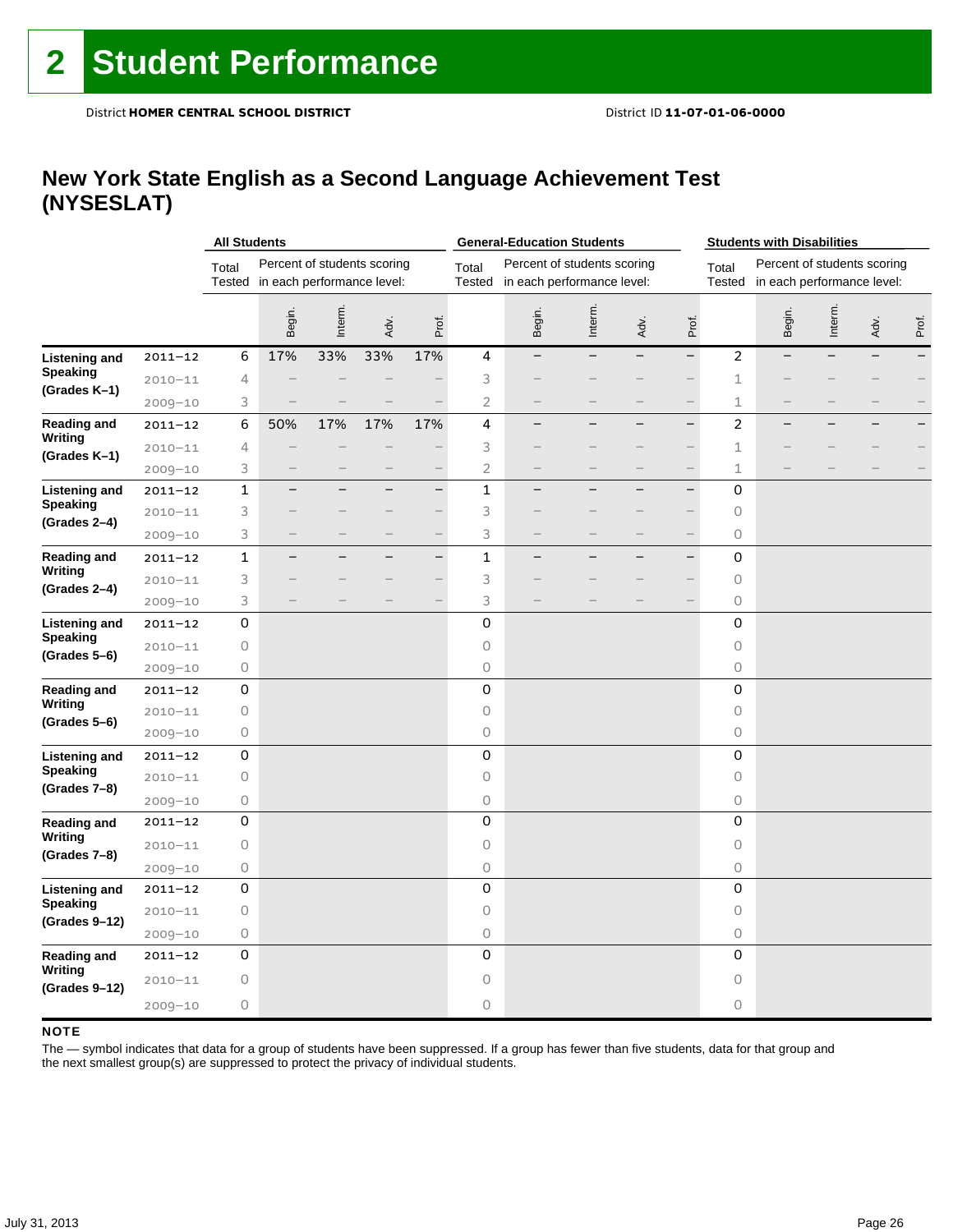# 2 Student Performance

District **HOMER CENTRAL SCHOOL DISTRICT** District ID **11-07-01-06-0000**

## New York State English as a Second Language Achievement Test (NYSESLAT)

| | | All Students | | | | | General-Education Students | | | | | Students with Disabilities | | | | |
|---|---|---|---|---|---|---|---|---|---|---|---|---|---|---|---|---|
| | | Total Tested | Percent of students scoring in each performance level: | | | | Total Tested | Percent of students scoring in each performance level: | | | | Total Tested | Percent of students scoring in each performance level: | | | |
| | | | Begin. | Interm. | Adv. | Prof. | | Begin. | Interm. | Adv. | Prof. | | Begin. | Interm. | Adv. | Prof. |
| **Listening and Speaking (Grades K–1)** | 2011–12 | 6 | 17% | 33% | 33% | 17% | 4 | – | – | – | – | 2 | – | – | – | – |
| | 2010–11 | 4 | – | – | – | – | 3 | – | – | – | – | 1 | – | – | – | – |
| | 2009–10 | 3 | – | – | – | – | 2 | – | – | – | – | 1 | – | – | – | – |
| **Reading and Writing (Grades K–1)** | 2011–12 | 6 | 50% | 17% | 17% | 17% | 4 | – | – | – | – | 2 | – | – | – | – |
| | 2010–11 | 4 | – | – | – | – | 3 | – | – | – | – | 1 | – | – | – | – |
| | 2009–10 | 3 | – | – | – | – | 2 | – | – | – | – | 1 | – | – | – | – |
| **Listening and Speaking (Grades 2–4)** | 2011–12 | 1 | – | – | – | – | 1 | – | – | – | – | 0 | | | | |
| | 2010–11 | 3 | – | – | – | – | 3 | – | – | – | – | 0 | | | | |
| | 2009–10 | 3 | – | – | – | – | 3 | – | – | – | – | 0 | | | | |
| **Reading and Writing (Grades 2–4)** | 2011–12 | 1 | – | – | – | – | 1 | – | – | – | – | 0 | | | | |
| | 2010–11 | 3 | – | – | – | – | 3 | – | – | – | – | 0 | | | | |
| | 2009–10 | 3 | – | – | – | – | 3 | – | – | – | – | 0 | | | | |
| **Listening and Speaking (Grades 5–6)** | 2011–12 | 0 | | | | | 0 | | | | | 0 | | | | |
| | 2010–11 | 0 | | | | | 0 | | | | | 0 | | | | |
| | 2009–10 | 0 | | | | | 0 | | | | | 0 | | | | |
| **Reading and Writing (Grades 5–6)** | 2011–12 | 0 | | | | | 0 | | | | | 0 | | | | |
| | 2010–11 | 0 | | | | | 0 | | | | | 0 | | | | |
| | 2009–10 | 0 | | | | | 0 | | | | | 0 | | | | |
| **Listening and Speaking (Grades 7–8)** | 2011–12 | 0 | | | | | 0 | | | | | 0 | | | | |
| | 2010–11 | 0 | | | | | 0 | | | | | 0 | | | | |
| | 2009–10 | 0 | | | | | 0 | | | | | 0 | | | | |
| **Reading and Writing (Grades 7–8)** | 2011–12 | 0 | | | | | 0 | | | | | 0 | | | | |
| | 2010–11 | 0 | | | | | 0 | | | | | 0 | | | | |
| | 2009–10 | 0 | | | | | 0 | | | | | 0 | | | | |
| **Listening and Speaking (Grades 9–12)** | 2011–12 | 0 | | | | | 0 | | | | | 0 | | | | |
| | 2010–11 | 0 | | | | | 0 | | | | | 0 | | | | |
| | 2009–10 | 0 | | | | | 0 | | | | | 0 | | | | |
| **Reading and Writing (Grades 9–12)** | 2011–12 | 0 | | | | | 0 | | | | | 0 | | | | |
| | 2010–11 | 0 | | | | | 0 | | | | | 0 | | | | |
| | 2009–10 | 0 | | | | | 0 | | | | | 0 | | | | |

**NOTE**

The — symbol indicates that data for a group of students have been suppressed. If a group has fewer than five students, data for that group and the next smallest group(s) are suppressed to protect the privacy of individual students.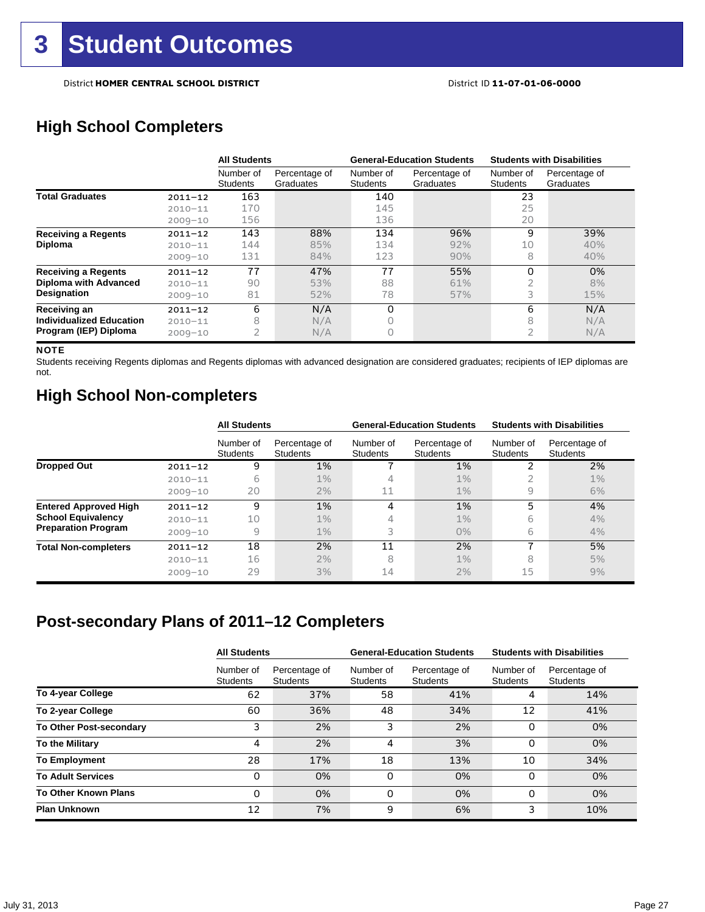# 3 Student Outcomes

District **HOMER CENTRAL SCHOOL DISTRICT** District ID **11-07-01-06-0000**

## High School Completers

| | | All Students | | General-Education Students | | Students with Disabilities | |
|---|---|---|---|---|---|---|---|
| | | Number of Students | Percentage of Graduates | Number of Students | Percentage of Graduates | Number of Students | Percentage of Graduates |
| **Total Graduates** | 2011–12 | 163 | | 140 | | 23 | |
| | 2010–11 | 170 | | 145 | | 25 | |
| | 2009–10 | 156 | | 136 | | 20 | |
| **Receiving a Regents Diploma** | 2011–12 | 143 | 88% | 134 | 96% | 9 | 39% |
| | 2010–11 | 144 | 85% | 134 | 92% | 10 | 40% |
| | 2009–10 | 131 | 84% | 123 | 90% | 8 | 40% |
| **Receiving a Regents Diploma with Advanced Designation** | 2011–12 | 77 | 47% | 77 | 55% | 0 | 0% |
| | 2010–11 | 90 | 53% | 88 | 61% | 2 | 8% |
| | 2009–10 | 81 | 52% | 78 | 57% | 3 | 15% |
| **Receiving an Individualized Education Program (IEP) Diploma** | 2011–12 | 6 | N/A | 0 | | 6 | N/A |
| | 2010–11 | 8 | N/A | 0 | | 8 | N/A |
| | 2009–10 | 2 | N/A | 0 | | 2 | N/A |

**NOTE**

Students receiving Regents diplomas and Regents diplomas with advanced designation are considered graduates; recipients of IEP diplomas are not.

## High School Non-completers

| | | All Students | | General-Education Students | | Students with Disabilities | |
|---|---|---|---|---|---|---|---|
| | | Number of Students | Percentage of Students | Number of Students | Percentage of Students | Number of Students | Percentage of Students |
| **Dropped Out** | 2011–12 | 9 | 1% | 7 | 1% | 2 | 2% |
| | 2010–11 | 6 | 1% | 4 | 1% | 2 | 1% |
| | 2009–10 | 20 | 2% | 11 | 1% | 9 | 6% |
| **Entered Approved High School Equivalency Preparation Program** | 2011–12 | 9 | 1% | 4 | 1% | 5 | 4% |
| | 2010–11 | 10 | 1% | 4 | 1% | 6 | 4% |
| | 2009–10 | 9 | 1% | 3 | 0% | 6 | 4% |
| **Total Non-completers** | 2011–12 | 18 | 2% | 11 | 2% | 7 | 5% |
| | 2010–11 | 16 | 2% | 8 | 1% | 8 | 5% |
| | 2009–10 | 29 | 3% | 14 | 2% | 15 | 9% |

## Post-secondary Plans of 2011–12 Completers

| | All Students | | General-Education Students | | Students with Disabilities | |
|---|---|---|---|---|---|---|
| | Number of Students | Percentage of Students | Number of Students | Percentage of Students | Number of Students | Percentage of Students |
| **To 4-year College** | 62 | 37% | 58 | 41% | 4 | 14% |
| **To 2-year College** | 60 | 36% | 48 | 34% | 12 | 41% |
| **To Other Post-secondary** | 3 | 2% | 3 | 2% | 0 | 0% |
| **To the Military** | 4 | 2% | 4 | 3% | 0 | 0% |
| **To Employment** | 28 | 17% | 18 | 13% | 10 | 34% |
| **To Adult Services** | 0 | 0% | 0 | 0% | 0 | 0% |
| **To Other Known Plans** | 0 | 0% | 0 | 0% | 0 | 0% |
| **Plan Unknown** | 12 | 7% | 9 | 6% | 3 | 10% |